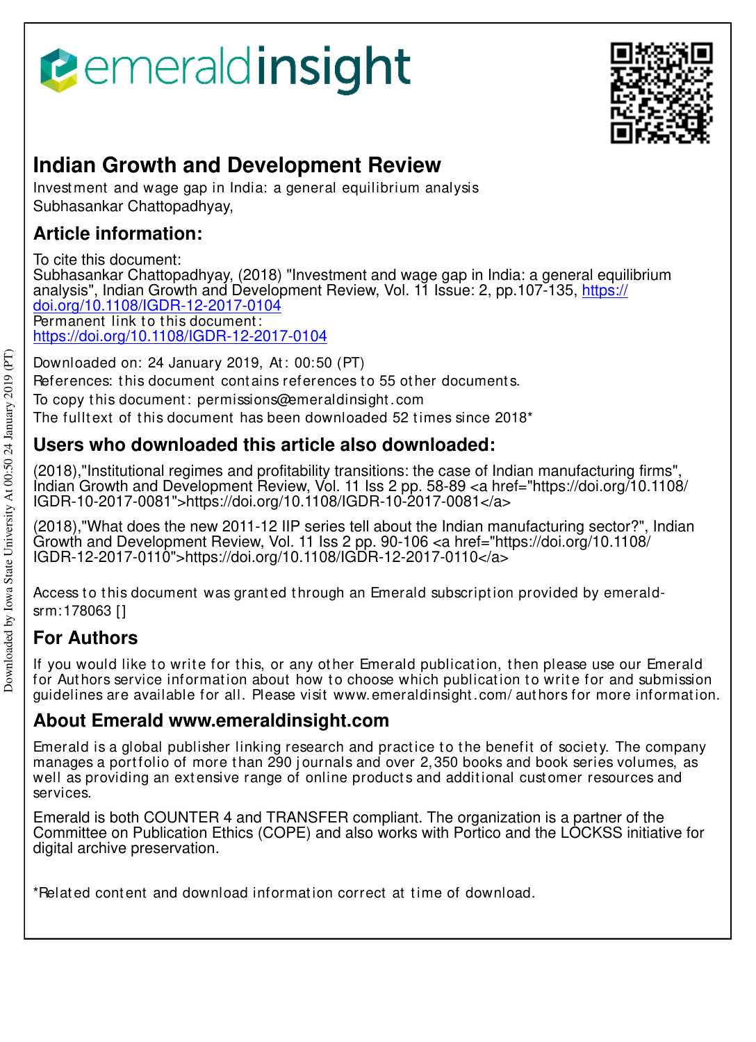# Indian Growth and Development Review

Investment and wage gap in India: a general equilibrium analysis
Subhasankar Chattopadhyay,

## Article information:

To cite this document:
Subhasankar Chattopadhyay, (2018) "Investment and wage gap in India: a general equilibrium analysis", Indian Growth and Development Review, Vol. 11 Issue: 2, pp.107-135, https://doi.org/10.1108/IGDR-12-2017-0104
Permanent link to this document:
https://doi.org/10.1108/IGDR-12-2017-0104

Downloaded on: 24 January 2019, At: 00:50 (PT)
References: this document contains references to 55 other documents.
To copy this document: permissions@emeraldinsight.com
The fulltext of this document has been downloaded 52 times since 2018*

## Users who downloaded this article also downloaded:

(2018),"Institutional regimes and profitability transitions: the case of Indian manufacturing firms", Indian Growth and Development Review, Vol. 11 Iss 2 pp. 58-89 <a href="https://doi.org/10.1108/IGDR-10-2017-0081">https://doi.org/10.1108/IGDR-10-2017-0081</a>

(2018),"What does the new 2011-12 IIP series tell about the Indian manufacturing sector?", Indian Growth and Development Review, Vol. 11 Iss 2 pp. 90-106 <a href="https://doi.org/10.1108/IGDR-12-2017-0110">https://doi.org/10.1108/IGDR-12-2017-0110</a>

Access to this document was granted through an Emerald subscription provided by emerald-srm:178063 []

## For Authors

If you would like to write for this, or any other Emerald publication, then please use our Emerald for Authors service information about how to choose which publication to write for and submission guidelines are available for all. Please visit www.emeraldinsight.com/authors for more information.

## About Emerald www.emeraldinsight.com

Emerald is a global publisher linking research and practice to the benefit of society. The company manages a portfolio of more than 290 journals and over 2,350 books and book series volumes, as well as providing an extensive range of online products and additional customer resources and services.

Emerald is both COUNTER 4 and TRANSFER compliant. The organization is a partner of the Committee on Publication Ethics (COPE) and also works with Portico and the LOCKSS initiative for digital archive preservation.

*Related content and download information correct at time of download.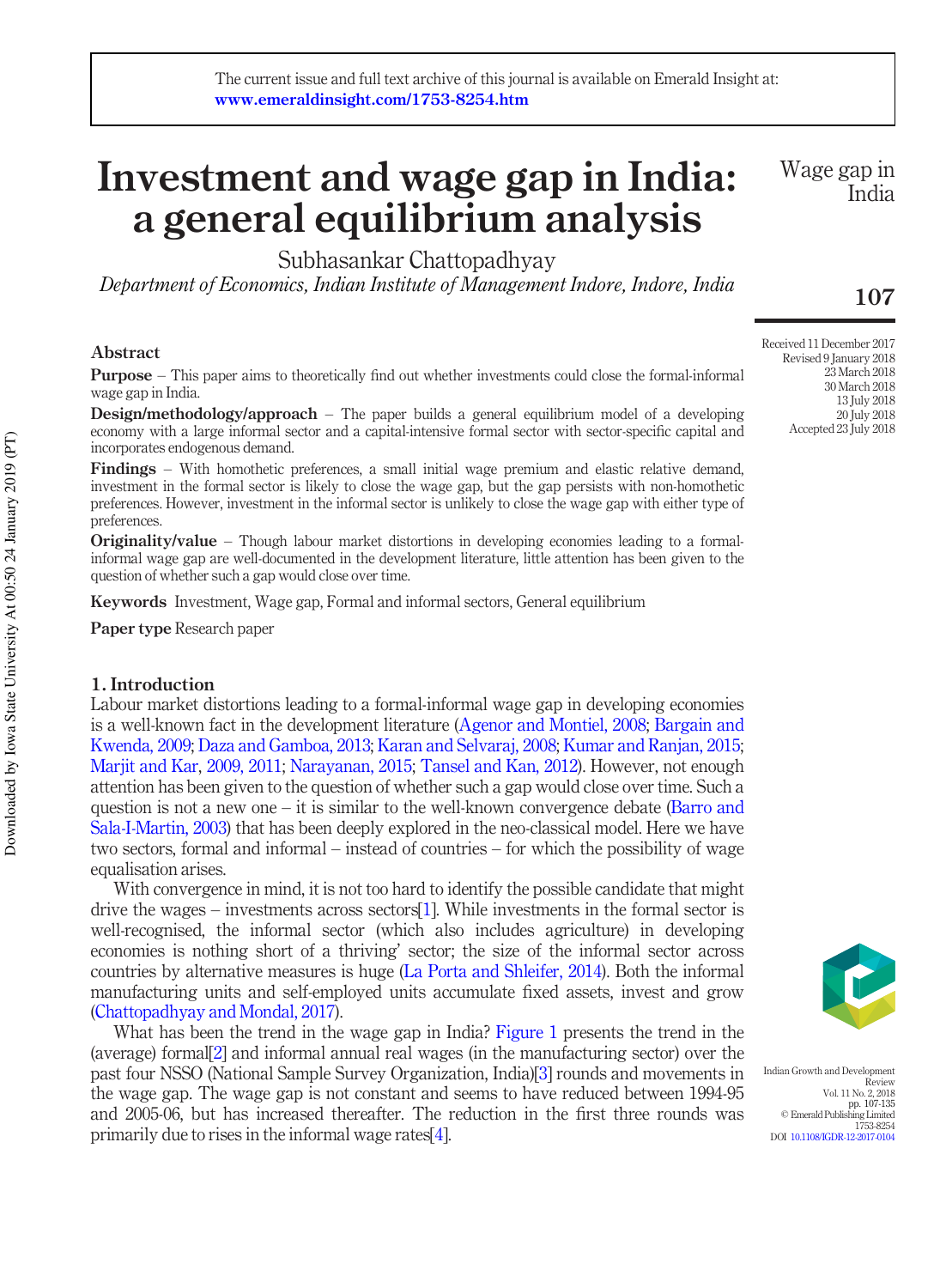# Investment and wage gap in India: a general equilibrium analysis

Subhasankar Chattopadhyay

*Department of Economics, Indian Institute of Management Indore, Indore, India*

Received 11 December 2017
Revised 9 January 2018
23 March 2018
30 March 2018
13 July 2018
20 July 2018
Accepted 23 July 2018

## Abstract

**Purpose** – This paper aims to theoretically find out whether investments could close the formal-informal wage gap in India.

**Design/methodology/approach** – The paper builds a general equilibrium model of a developing economy with a large informal sector and a capital-intensive formal sector with sector-specific capital and incorporates endogenous demand.

**Findings** – With homothetic preferences, a small initial wage premium and elastic relative demand, investment in the formal sector is likely to close the wage gap, but the gap persists with non-homothetic preferences. However, investment in the informal sector is unlikely to close the wage gap with either type of preferences.

**Originality/value** – Though labour market distortions in developing economies leading to a formal-informal wage gap are well-documented in the development literature, little attention has been given to the question of whether such a gap would close over time.

**Keywords** Investment, Wage gap, Formal and informal sectors, General equilibrium

**Paper type** Research paper

## 1. Introduction

Labour market distortions leading to a formal-informal wage gap in developing economies is a well-known fact in the development literature (Agenor and Montiel, 2008; Bargain and Kwenda, 2009; Daza and Gamboa, 2013; Karan and Selvaraj, 2008; Kumar and Ranjan, 2015; Marjit and Kar, 2009, 2011; Narayanan, 2015; Tansel and Kan, 2012). However, not enough attention has been given to the question of whether such a gap would close over time. Such a question is not a new one – it is similar to the well-known convergence debate (Barro and Sala-I-Martin, 2003) that has been deeply explored in the neo-classical model. Here we have two sectors, formal and informal – instead of countries – for which the possibility of wage equalisation arises.

With convergence in mind, it is not too hard to identify the possible candidate that might drive the wages – investments across sectors[1]. While investments in the formal sector is well-recognised, the informal sector (which also includes agriculture) in developing economies is nothing short of a thriving' sector; the size of the informal sector across countries by alternative measures is huge (La Porta and Shleifer, 2014). Both the informal manufacturing units and self-employed units accumulate fixed assets, invest and grow (Chattopadhyay and Mondal, 2017).

What has been the trend in the wage gap in India? Figure 1 presents the trend in the (average) formal[2] and informal annual real wages (in the manufacturing sector) over the past four NSSO (National Sample Survey Organization, India)[3] rounds and movements in the wage gap. The wage gap is not constant and seems to have reduced between 1994-95 and 2005-06, but has increased thereafter. The reduction in the first three rounds was primarily due to rises in the informal wage rates[4].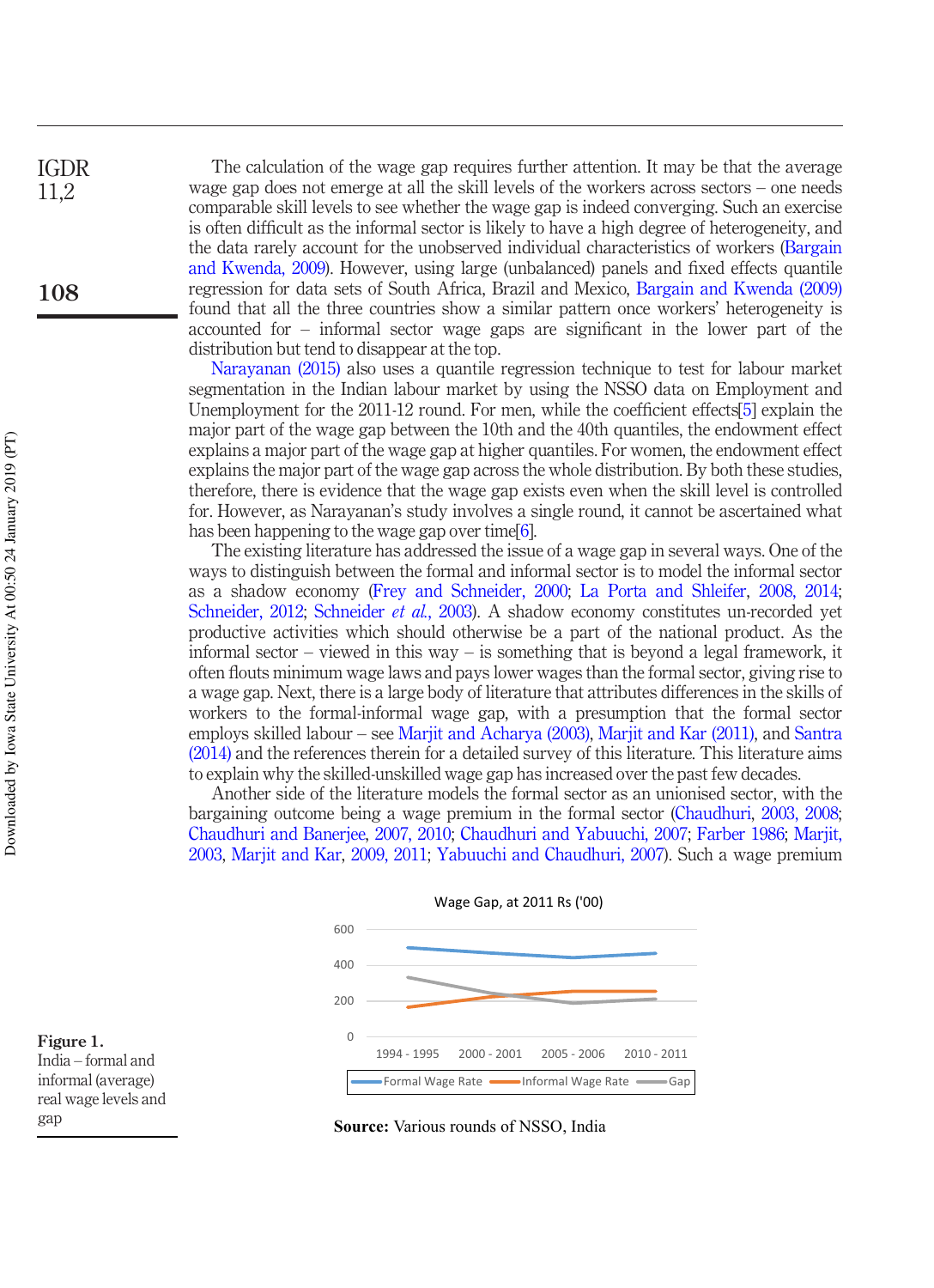The calculation of the wage gap requires further attention. It may be that the average wage gap does not emerge at all the skill levels of the workers across sectors – one needs comparable skill levels to see whether the wage gap is indeed converging. Such an exercise is often difficult as the informal sector is likely to have a high degree of heterogeneity, and the data rarely account for the unobserved individual characteristics of workers (Bargain and Kwenda, 2009). However, using large (unbalanced) panels and fixed effects quantile regression for data sets of South Africa, Brazil and Mexico, Bargain and Kwenda (2009) found that all the three countries show a similar pattern once workers' heterogeneity is accounted for – informal sector wage gaps are significant in the lower part of the distribution but tend to disappear at the top.

Narayanan (2015) also uses a quantile regression technique to test for labour market segmentation in the Indian labour market by using the NSSO data on Employment and Unemployment for the 2011-12 round. For men, while the coefficient effects[5] explain the major part of the wage gap between the 10th and the 40th quantiles, the endowment effect explains a major part of the wage gap at higher quantiles. For women, the endowment effect explains the major part of the wage gap across the whole distribution. By both these studies, therefore, there is evidence that the wage gap exists even when the skill level is controlled for. However, as Narayanan's study involves a single round, it cannot be ascertained what has been happening to the wage gap over time[6].

The existing literature has addressed the issue of a wage gap in several ways. One of the ways to distinguish between the formal and informal sector is to model the informal sector as a shadow economy (Frey and Schneider, 2000; La Porta and Shleifer, 2008, 2014; Schneider, 2012; Schneider *et al.*, 2003). A shadow economy constitutes un-recorded yet productive activities which should otherwise be a part of the national product. As the informal sector – viewed in this way – is something that is beyond a legal framework, it often flouts minimum wage laws and pays lower wages than the formal sector, giving rise to a wage gap. Next, there is a large body of literature that attributes differences in the skills of workers to the formal-informal wage gap, with a presumption that the formal sector employs skilled labour – see Marjit and Acharya (2003), Marjit and Kar (2011), and Santra (2014) and the references therein for a detailed survey of this literature. This literature aims to explain why the skilled-unskilled wage gap has increased over the past few decades.

Another side of the literature models the formal sector as an unionised sector, with the bargaining outcome being a wage premium in the formal sector (Chaudhuri, 2003, 2008; Chaudhuri and Banerjee, 2007, 2010; Chaudhuri and Yabuuchi, 2007; Farber 1986; Marjit, 2003, Marjit and Kar, 2009, 2011; Yabuuchi and Chaudhuri, 2007). Such a wage premium

Wage Gap, at 2011 Rs ('00)

| | 1994 - 1995 | 2000 - 2001 | 2005 - 2006 | 2010 - 2011 |
|---|---|---|---|---|
| Formal Wage Rate | ~500 | ~470 | ~445 | ~465 |
| Informal Wage Rate | ~165 | ~220 | ~255 | ~255 |
| Gap | ~330 | ~245 | ~190 | ~210 |

**Source:** Various rounds of NSSO, India

**Figure 1.** India – formal and informal (average) real wage levels and gap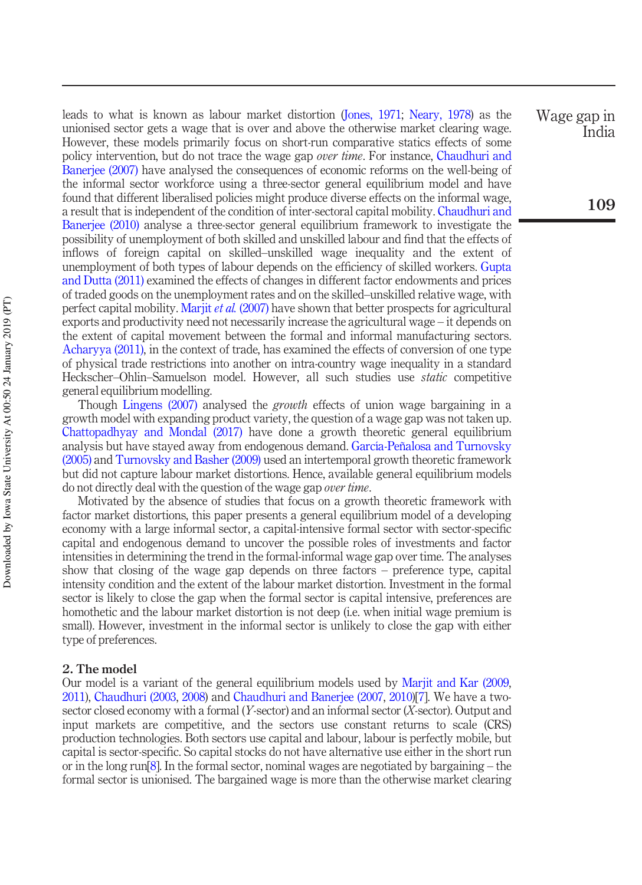leads to what is known as labour market distortion (Jones, 1971; Neary, 1978) as the unionised sector gets a wage that is over and above the otherwise market clearing wage. However, these models primarily focus on short-run comparative statics effects of some policy intervention, but do not trace the wage gap *over time*. For instance, Chaudhuri and Banerjee (2007) have analysed the consequences of economic reforms on the well-being of the informal sector workforce using a three-sector general equilibrium model and have found that different liberalised policies might produce diverse effects on the informal wage, a result that is independent of the condition of inter-sectoral capital mobility. Chaudhuri and Banerjee (2010) analyse a three-sector general equilibrium framework to investigate the possibility of unemployment of both skilled and unskilled labour and find that the effects of inflows of foreign capital on skilled–unskilled wage inequality and the extent of unemployment of both types of labour depends on the efficiency of skilled workers. Gupta and Dutta (2011) examined the effects of changes in different factor endowments and prices of traded goods on the unemployment rates and on the skilled–unskilled relative wage, with perfect capital mobility. Marjit *et al.* (2007) have shown that better prospects for agricultural exports and productivity need not necessarily increase the agricultural wage – it depends on the extent of capital movement between the formal and informal manufacturing sectors. Acharyya (2011), in the context of trade, has examined the effects of conversion of one type of physical trade restrictions into another on intra-country wage inequality in a standard Heckscher–Ohlin–Samuelson model. However, all such studies use *static* competitive general equilibrium modelling.

Though Lingens (2007) analysed the *growth* effects of union wage bargaining in a growth model with expanding product variety, the question of a wage gap was not taken up. Chattopadhyay and Mondal (2017) have done a growth theoretic general equilibrium analysis but have stayed away from endogenous demand. García-Peñalosa and Turnovsky (2005) and Turnovsky and Basher (2009) used an intertemporal growth theoretic framework but did not capture labour market distortions. Hence, available general equilibrium models do not directly deal with the question of the wage gap *over time*.

Motivated by the absence of studies that focus on a growth theoretic framework with factor market distortions, this paper presents a general equilibrium model of a developing economy with a large informal sector, a capital-intensive formal sector with sector-specific capital and endogenous demand to uncover the possible roles of investments and factor intensities in determining the trend in the formal-informal wage gap over time. The analyses show that closing of the wage gap depends on three factors – preference type, capital intensity condition and the extent of the labour market distortion. Investment in the formal sector is likely to close the gap when the formal sector is capital intensive, preferences are homothetic and the labour market distortion is not deep (i.e. when initial wage premium is small). However, investment in the informal sector is unlikely to close the gap with either type of preferences.

## 2. The model

Our model is a variant of the general equilibrium models used by Marjit and Kar (2009, 2011), Chaudhuri (2003, 2008) and Chaudhuri and Banerjee (2007, 2010)[7]. We have a two-sector closed economy with a formal ($Y$-sector) and an informal sector ($X$-sector). Output and input markets are competitive, and the sectors use constant returns to scale (CRS) production technologies. Both sectors use capital and labour, labour is perfectly mobile, but capital is sector-specific. So capital stocks do not have alternative use either in the short run or in the long run[8]. In the formal sector, nominal wages are negotiated by bargaining – the formal sector is unionised. The bargained wage is more than the otherwise market clearing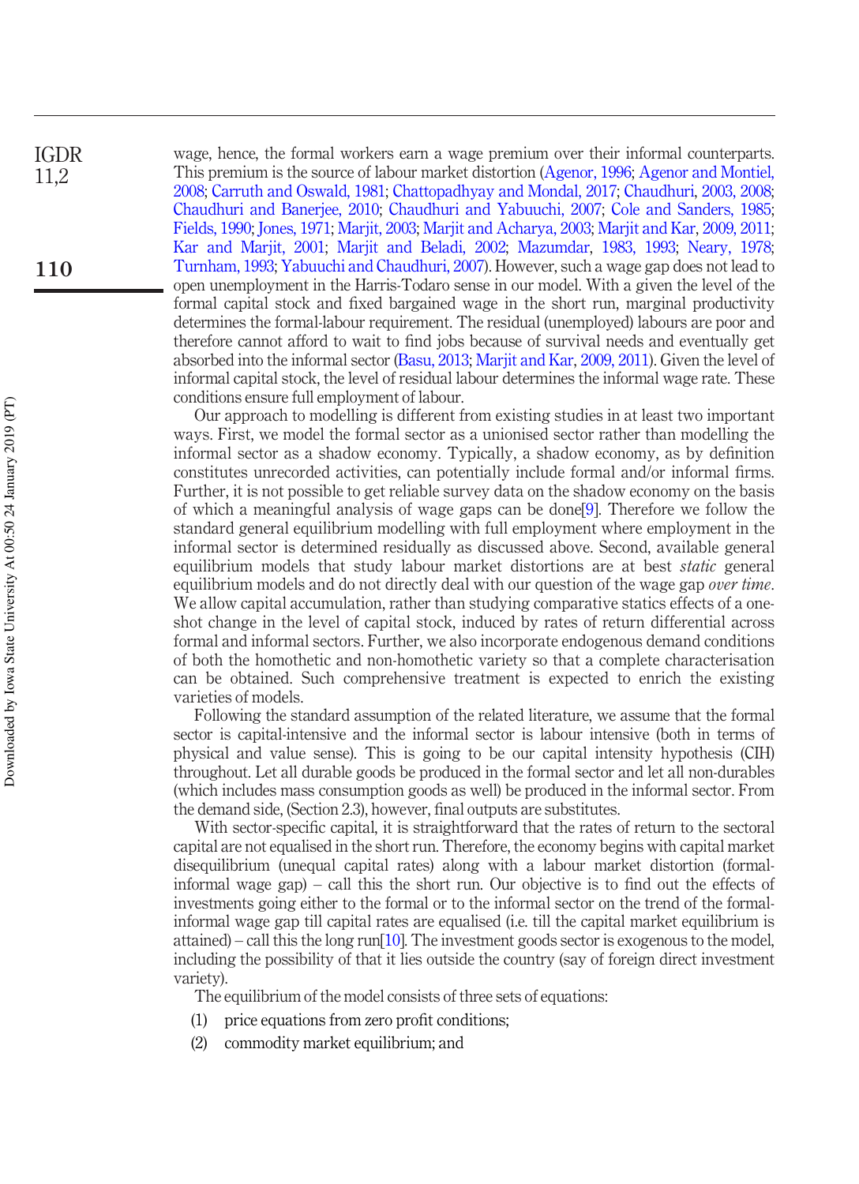wage, hence, the formal workers earn a wage premium over their informal counterparts. This premium is the source of labour market distortion (Agenor, 1996; Agenor and Montiel, 2008; Carruth and Oswald, 1981; Chattopadhyay and Mondal, 2017; Chaudhuri, 2003, 2008; Chaudhuri and Banerjee, 2010; Chaudhuri and Yabuuchi, 2007; Cole and Sanders, 1985; Fields, 1990; Jones, 1971; Marjit, 2003; Marjit and Acharya, 2003; Marjit and Kar, 2009, 2011; Kar and Marjit, 2001; Marjit and Beladi, 2002; Mazumdar, 1983, 1993; Neary, 1978; Turnham, 1993; Yabuuchi and Chaudhuri, 2007). However, such a wage gap does not lead to open unemployment in the Harris-Todaro sense in our model. With a given the level of the formal capital stock and fixed bargained wage in the short run, marginal productivity determines the formal-labour requirement. The residual (unemployed) labours are poor and therefore cannot afford to wait to find jobs because of survival needs and eventually get absorbed into the informal sector (Basu, 2013; Marjit and Kar, 2009, 2011). Given the level of informal capital stock, the level of residual labour determines the informal wage rate. These conditions ensure full employment of labour.

Our approach to modelling is different from existing studies in at least two important ways. First, we model the formal sector as a unionised sector rather than modelling the informal sector as a shadow economy. Typically, a shadow economy, as by definition constitutes unrecorded activities, can potentially include formal and/or informal firms. Further, it is not possible to get reliable survey data on the shadow economy on the basis of which a meaningful analysis of wage gaps can be done[9]. Therefore we follow the standard general equilibrium modelling with full employment where employment in the informal sector is determined residually as discussed above. Second, available general equilibrium models that study labour market distortions are at best *static* general equilibrium models and do not directly deal with our question of the wage gap *over time*. We allow capital accumulation, rather than studying comparative statics effects of a one-shot change in the level of capital stock, induced by rates of return differential across formal and informal sectors. Further, we also incorporate endogenous demand conditions of both the homothetic and non-homothetic variety so that a complete characterisation can be obtained. Such comprehensive treatment is expected to enrich the existing varieties of models.

Following the standard assumption of the related literature, we assume that the formal sector is capital-intensive and the informal sector is labour intensive (both in terms of physical and value sense). This is going to be our capital intensity hypothesis (CIH) throughout. Let all durable goods be produced in the formal sector and let all non-durables (which includes mass consumption goods as well) be produced in the informal sector. From the demand side, (Section 2.3), however, final outputs are substitutes.

With sector-specific capital, it is straightforward that the rates of return to the sectoral capital are not equalised in the short run. Therefore, the economy begins with capital market disequilibrium (unequal capital rates) along with a labour market distortion (formal-informal wage gap) – call this the short run. Our objective is to find out the effects of investments going either to the formal or to the informal sector on the trend of the formal-informal wage gap till capital rates are equalised (i.e. till the capital market equilibrium is attained) – call this the long run[10]. The investment goods sector is exogenous to the model, including the possibility of that it lies outside the country (say of foreign direct investment variety).

The equilibrium of the model consists of three sets of equations:

(1) price equations from zero profit conditions;

(2) commodity market equilibrium; and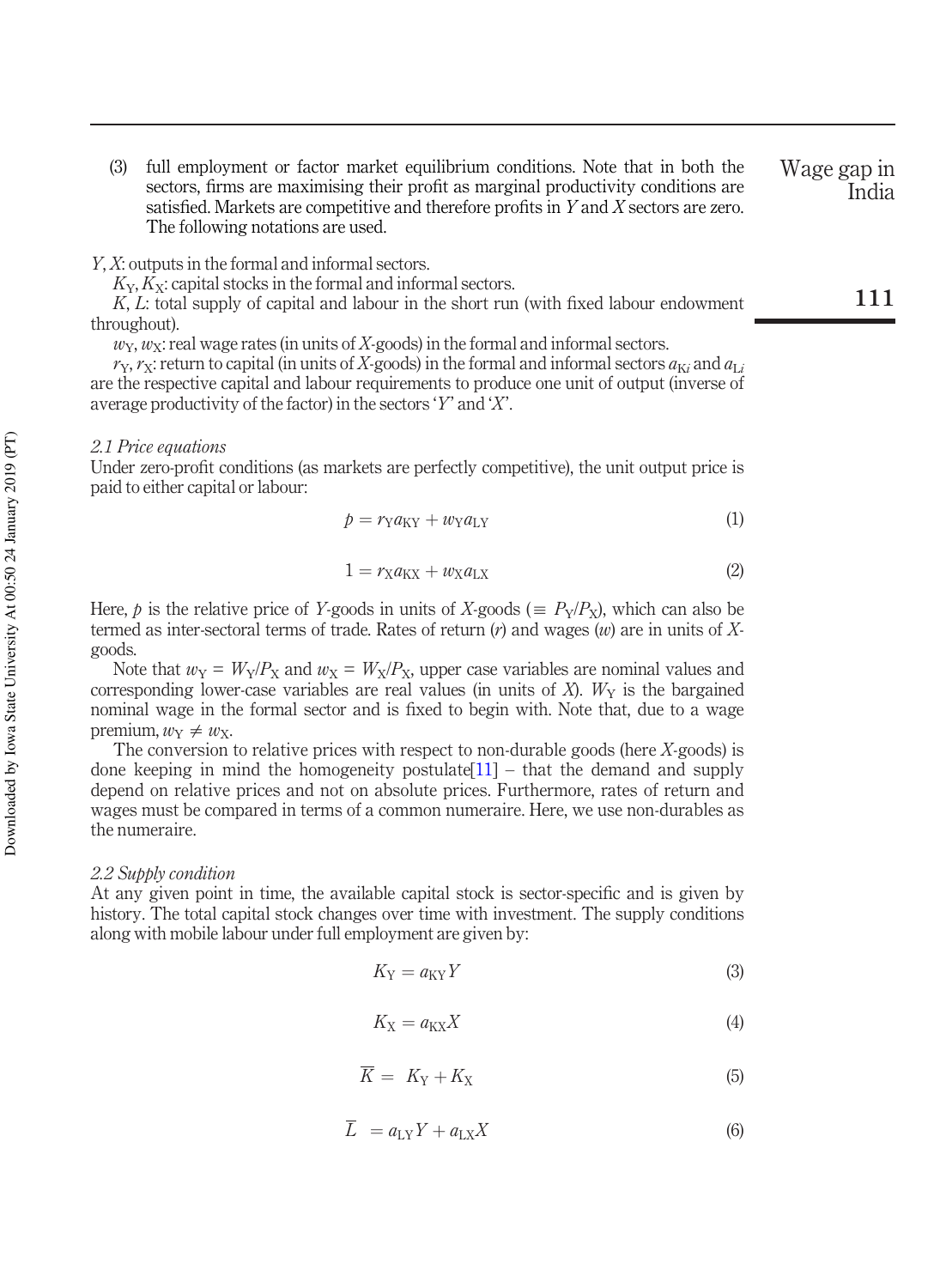(3) full employment or factor market equilibrium conditions. Note that in both the sectors, firms are maximising their profit as marginal productivity conditions are satisfied. Markets are competitive and therefore profits in $Y$ and $X$ sectors are zero. The following notations are used.

$Y$, $X$: outputs in the formal and informal sectors.

$K_Y$, $K_X$: capital stocks in the formal and informal sectors.

$K$, $L$: total supply of capital and labour in the short run (with fixed labour endowment throughout).

$w_Y$, $w_X$: real wage rates (in units of $X$-goods) in the formal and informal sectors.

$r_Y$, $r_X$: return to capital (in units of $X$-goods) in the formal and informal sectors $a_{Ki}$ and $a_{Li}$ are the respective capital and labour requirements to produce one unit of output (inverse of average productivity of the factor) in the sectors '$Y$' and '$X$'.

### *2.1 Price equations*

Under zero-profit conditions (as markets are perfectly competitive), the unit output price is paid to either capital or labour:

$$p = r_Y a_{KY} + w_Y a_{LY} \tag{1}$$

$$1 = r_X a_{KX} + w_X a_{LX} \tag{2}$$

Here, $p$ is the relative price of $Y$-goods in units of $X$-goods ($\equiv P_Y/P_X$), which can also be termed as inter-sectoral terms of trade. Rates of return ($r$) and wages ($w$) are in units of $X$-goods.

Note that $w_Y = W_Y/P_X$ and $w_X = W_X/P_X$, upper case variables are nominal values and corresponding lower-case variables are real values (in units of $X$). $W_Y$ is the bargained nominal wage in the formal sector and is fixed to begin with. Note that, due to a wage premium, $w_Y \neq w_X$.

The conversion to relative prices with respect to non-durable goods (here $X$-goods) is done keeping in mind the homogeneity postulate[11] – that the demand and supply depend on relative prices and not on absolute prices. Furthermore, rates of return and wages must be compared in terms of a common numeraire. Here, we use non-durables as the numeraire.

### *2.2 Supply condition*

At any given point in time, the available capital stock is sector-specific and is given by history. The total capital stock changes over time with investment. The supply conditions along with mobile labour under full employment are given by:

$$K_Y = a_{KY} Y \tag{3}$$

$$K_X = a_{KX} X \tag{4}$$

$$\overline{K} = K_Y + K_X \tag{5}$$

$$\overline{L} = a_{LY} Y + a_{LX} X \tag{6}$$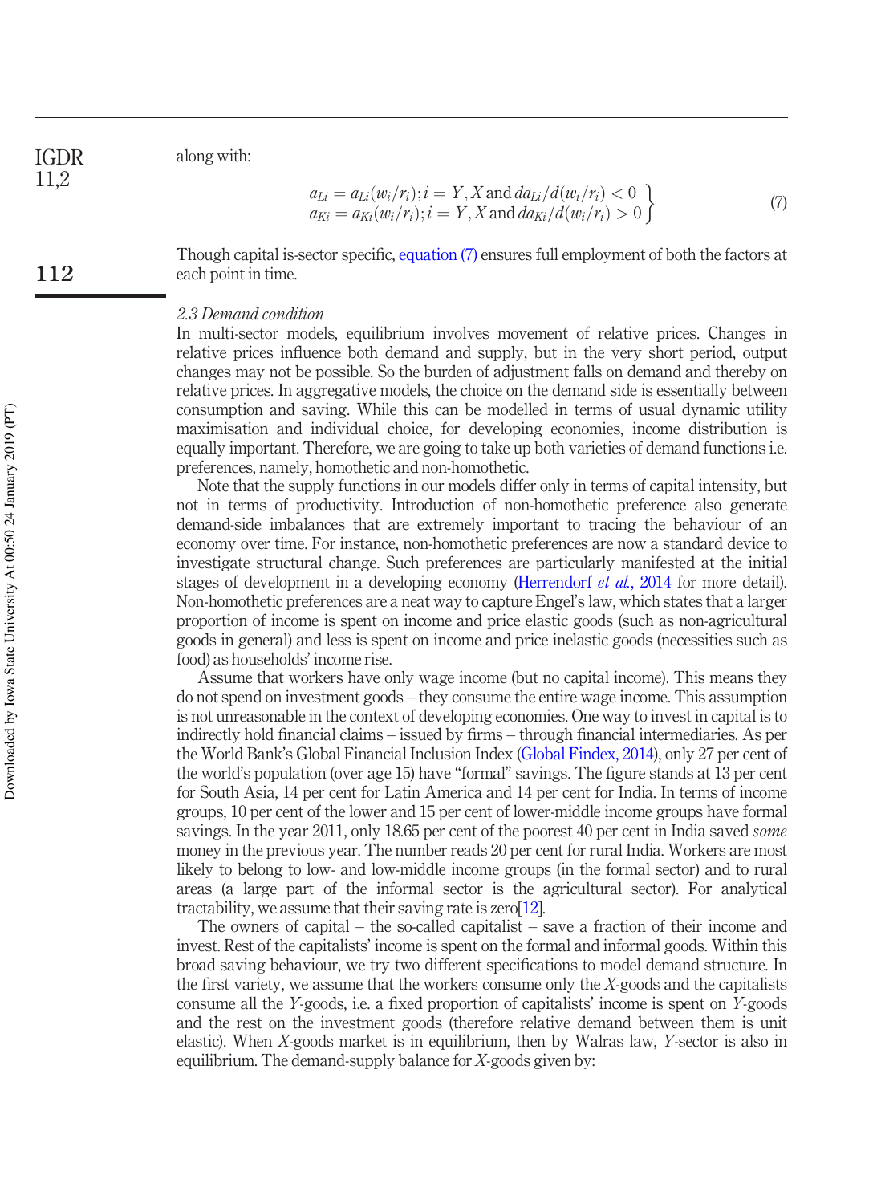along with:

$$
\left.\begin{array}{l}
a_{Li} = a_{Li}(w_i/r_i); i = Y, X \text{ and } da_{Li}/d(w_i/r_i) < 0 \\
a_{Ki} = a_{Ki}(w_i/r_i); i = Y, X \text{ and } da_{Ki}/d(w_i/r_i) > 0
\end{array}\right\} \quad (7)
$$

Though capital is-sector specific, equation (7) ensures full employment of both the factors at each point in time.

### *2.3 Demand condition*

In multi-sector models, equilibrium involves movement of relative prices. Changes in relative prices influence both demand and supply, but in the very short period, output changes may not be possible. So the burden of adjustment falls on demand and thereby on relative prices. In aggregative models, the choice on the demand side is essentially between consumption and saving. While this can be modelled in terms of usual dynamic utility maximisation and individual choice, for developing economies, income distribution is equally important. Therefore, we are going to take up both varieties of demand functions i.e. preferences, namely, homothetic and non-homothetic.

Note that the supply functions in our models differ only in terms of capital intensity, but not in terms of productivity. Introduction of non-homothetic preference also generate demand-side imbalances that are extremely important to tracing the behaviour of an economy over time. For instance, non-homothetic preferences are now a standard device to investigate structural change. Such preferences are particularly manifested at the initial stages of development in a developing economy (Herrendorf *et al.*, 2014 for more detail). Non-homothetic preferences are a neat way to capture Engel's law, which states that a larger proportion of income is spent on income and price elastic goods (such as non-agricultural goods in general) and less is spent on income and price inelastic goods (necessities such as food) as households' income rise.

Assume that workers have only wage income (but no capital income). This means they do not spend on investment goods – they consume the entire wage income. This assumption is not unreasonable in the context of developing economies. One way to invest in capital is to indirectly hold financial claims – issued by firms – through financial intermediaries. As per the World Bank's Global Financial Inclusion Index (Global Findex, 2014), only 27 per cent of the world's population (over age 15) have "formal" savings. The figure stands at 13 per cent for South Asia, 14 per cent for Latin America and 14 per cent for India. In terms of income groups, 10 per cent of the lower and 15 per cent of lower-middle income groups have formal savings. In the year 2011, only 18.65 per cent of the poorest 40 per cent in India saved *some* money in the previous year. The number reads 20 per cent for rural India. Workers are most likely to belong to low- and low-middle income groups (in the formal sector) and to rural areas (a large part of the informal sector is the agricultural sector). For analytical tractability, we assume that their saving rate is zero[12].

The owners of capital – the so-called capitalist – save a fraction of their income and invest. Rest of the capitalists' income is spent on the formal and informal goods. Within this broad saving behaviour, we try two different specifications to model demand structure. In the first variety, we assume that the workers consume only the $X$-goods and the capitalists consume all the $Y$-goods, i.e. a fixed proportion of capitalists' income is spent on $Y$-goods and the rest on the investment goods (therefore relative demand between them is unit elastic). When $X$-goods market is in equilibrium, then by Walras law, $Y$-sector is also in equilibrium. The demand-supply balance for $X$-goods given by: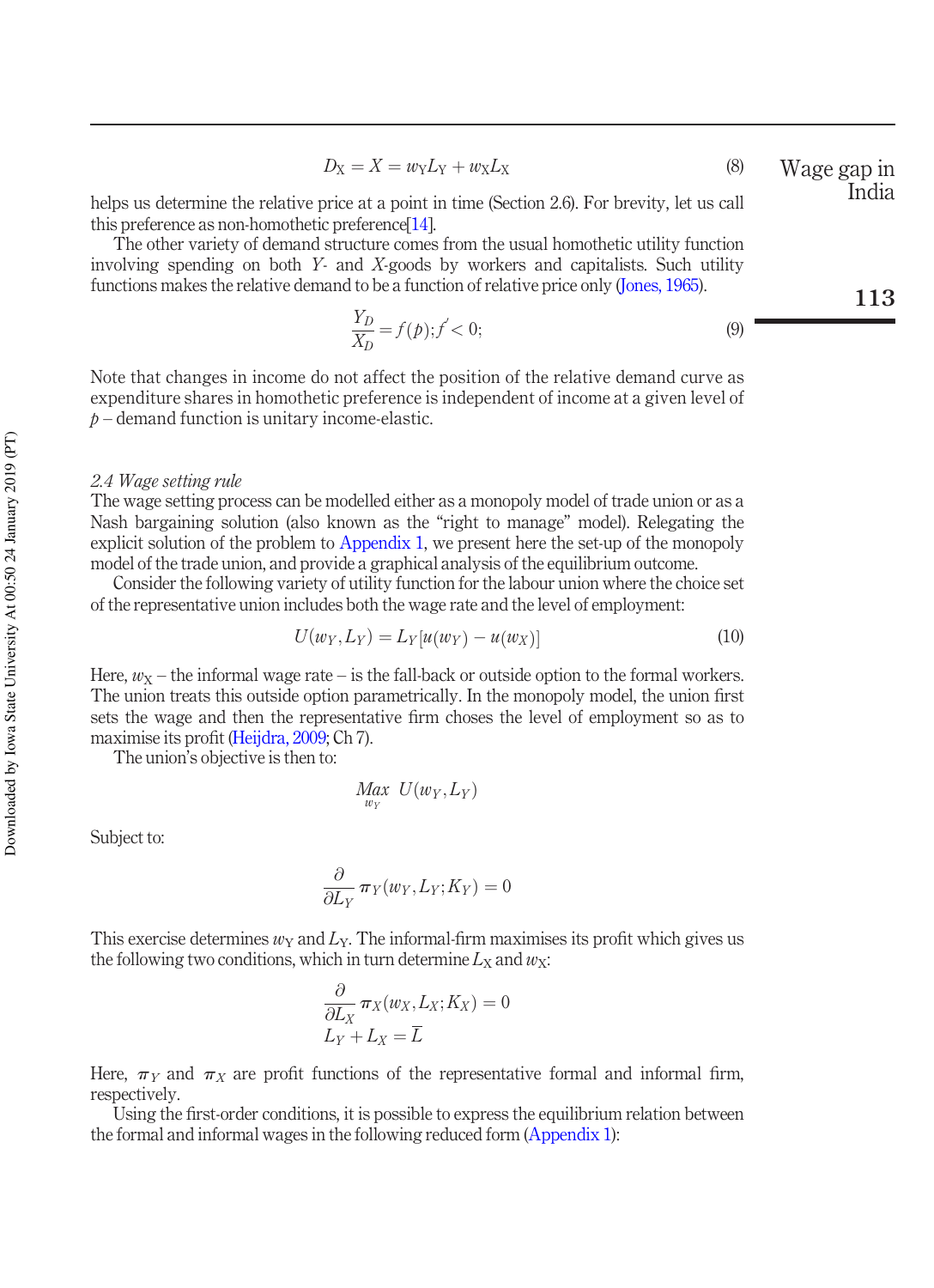$$D_X = X = w_Y L_Y + w_X L_X \tag{8}$$

helps us determine the relative price at a point in time (Section 2.6). For brevity, let us call this preference as non-homothetic preference[14].

The other variety of demand structure comes from the usual homothetic utility function involving spending on both $Y$- and $X$-goods by workers and capitalists. Such utility functions makes the relative demand to be a function of relative price only (Jones, 1965).

$$\frac{Y_D}{X_D} = f(p); f' < 0; \tag{9}$$

Note that changes in income do not affect the position of the relative demand curve as expenditure shares in homothetic preference is independent of income at a given level of $p$ – demand function is unitary income-elastic.

### *2.4 Wage setting rule*

The wage setting process can be modelled either as a monopoly model of trade union or as a Nash bargaining solution (also known as the "right to manage" model). Relegating the explicit solution of the problem to Appendix 1, we present here the set-up of the monopoly model of the trade union, and provide a graphical analysis of the equilibrium outcome.

Consider the following variety of utility function for the labour union where the choice set of the representative union includes both the wage rate and the level of employment:

$$U(w_Y, L_Y) = L_Y[u(w_Y) - u(w_X)] \tag{10}$$

Here, $w_X$ – the informal wage rate – is the fall-back or outside option to the formal workers. The union treats this outside option parametrically. In the monopoly model, the union first sets the wage and then the representative firm choses the level of employment so as to maximise its profit (Heijdra, 2009; Ch 7).

The union's objective is then to:

$$\underset{w_Y}{Max} \ U(w_Y, L_Y)$$

Subject to:

$$\frac{\partial}{\partial L_Y} \pi_Y(w_Y, L_Y; K_Y) = 0$$

This exercise determines $w_Y$ and $L_Y$. The informal-firm maximises its profit which gives us the following two conditions, which in turn determine $L_X$ and $w_X$:

$$\frac{\partial}{\partial L_X} \pi_X(w_X, L_X; K_X) = 0$$
$$L_Y + L_X = \bar{L}$$

Here, $\pi_Y$ and $\pi_X$ are profit functions of the representative formal and informal firm, respectively.

Using the first-order conditions, it is possible to express the equilibrium relation between the formal and informal wages in the following reduced form (Appendix 1):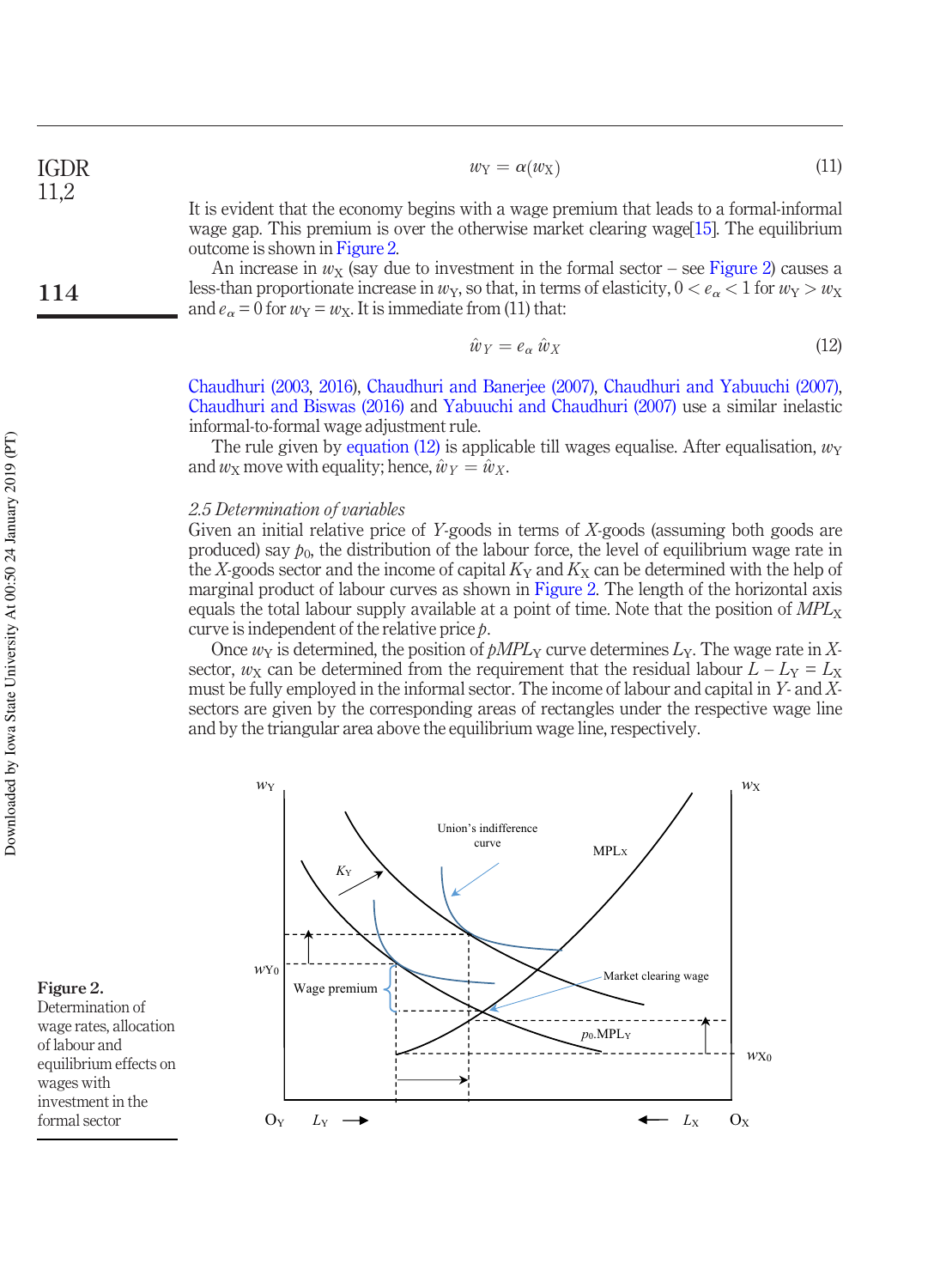$$w_Y = \alpha(w_X) \tag{11}$$

It is evident that the economy begins with a wage premium that leads to a formal-informal wage gap. This premium is over the otherwise market clearing wage[15]. The equilibrium outcome is shown in Figure 2.

An increase in $w_X$ (say due to investment in the formal sector – see Figure 2) causes a less-than proportionate increase in $w_Y$, so that, in terms of elasticity, $0 < e_\alpha < 1$ for $w_Y > w_X$ and $e_\alpha = 0$ for $w_Y = w_X$. It is immediate from (11) that:

$$\hat{w}_Y = e_\alpha \, \hat{w}_X \tag{12}$$

Chaudhuri (2003, 2016), Chaudhuri and Banerjee (2007), Chaudhuri and Yabuuchi (2007), Chaudhuri and Biswas (2016) and Yabuuchi and Chaudhuri (2007) use a similar inelastic informal-to-formal wage adjustment rule.

The rule given by equation (12) is applicable till wages equalise. After equalisation, $w_Y$ and $w_X$ move with equality; hence, $\hat{w}_Y = \hat{w}_X$.

*2.5 Determination of variables*

Given an initial relative price of *Y*-goods in terms of *X*-goods (assuming both goods are produced) say $p_0$, the distribution of the labour force, the level of equilibrium wage rate in the *X*-goods sector and the income of capital $K_Y$ and $K_X$ can be determined with the help of marginal product of labour curves as shown in Figure 2. The length of the horizontal axis equals the total labour supply available at a point of time. Note that the position of $MPL_X$ curve is independent of the relative price $p$.

Once $w_Y$ is determined, the position of $pMPL_Y$ curve determines $L_Y$. The wage rate in *X*-sector, $w_X$ can be determined from the requirement that the residual labour $L - L_Y = L_X$ must be fully employed in the informal sector. The income of labour and capital in *Y*- and *X*-sectors are given by the corresponding areas of rectangles under the respective wage line and by the triangular area above the equilibrium wage line, respectively.

**Figure 2.**
Determination of wage rates, allocation of labour and equilibrium effects on wages with investment in the formal sector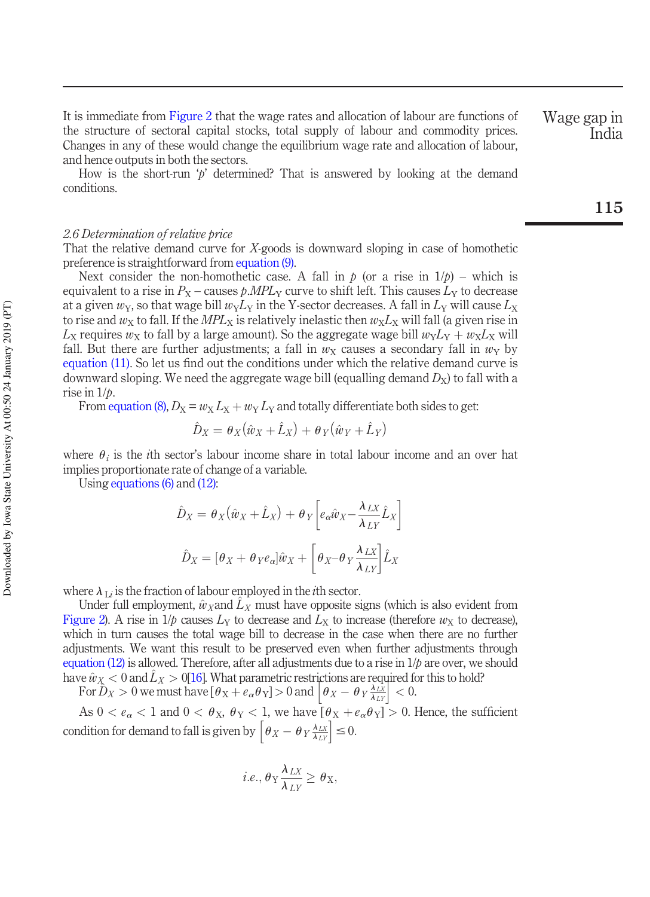It is immediate from Figure 2 that the wage rates and allocation of labour are functions of the structure of sectoral capital stocks, total supply of labour and commodity prices. Changes in any of these would change the equilibrium wage rate and allocation of labour, and hence outputs in both the sectors.

How is the short-run '$p$' determined? That is answered by looking at the demand conditions.

*2.6 Determination of relative price*

That the relative demand curve for *X*-goods is downward sloping in case of homothetic preference is straightforward from equation (9).

Next consider the non-homothetic case. A fall in $p$ (or a rise in $1/p$) – which is equivalent to a rise in $P_X$ – causes $p.MPL_Y$ curve to shift left. This causes $L_Y$ to decrease at a given $w_Y$, so that wage bill $w_Y L_Y$ in the Y-sector decreases. A fall in $L_Y$ will cause $L_X$ to rise and $w_X$ to fall. If the $MPL_X$ is relatively inelastic then $w_X L_X$ will fall (a given rise in $L_X$ requires $w_X$ to fall by a large amount). So the aggregate wage bill $w_Y L_Y + w_X L_X$ will fall. But there are further adjustments; a fall in $w_X$ causes a secondary fall in $w_Y$ by equation (11). So let us find out the conditions under which the relative demand curve is downward sloping. We need the aggregate wage bill (equalling demand $D_X$) to fall with a rise in $1/p$.

From equation (8), $D_X = w_X L_X + w_Y L_Y$ and totally differentiate both sides to get:

$$\hat{D}_X = \theta_X(\hat{w}_X + \hat{L}_X) + \theta_Y(\hat{w}_Y + \hat{L}_Y)$$

where $\theta_i$ is the $i$th sector's labour income share in total labour income and an over hat implies proportionate rate of change of a variable.

Using equations (6) and (12):

$$\hat{D}_X = \theta_X(\hat{w}_X + \hat{L}_X) + \theta_Y\left[e_\alpha \hat{w}_X - \frac{\lambda_{LX}}{\lambda_{LY}}\hat{L}_X\right]$$

$$\hat{D}_X = [\theta_X + \theta_Y e_\alpha]\hat{w}_X + \left[\theta_X - \theta_Y \frac{\lambda_{LX}}{\lambda_{LY}}\right]\hat{L}_X$$

where $\lambda_{Li}$ is the fraction of labour employed in the $i$th sector.

Under full employment, $\hat{w}_X$ and $\hat{L}_X$ must have opposite signs (which is also evident from Figure 2). A rise in $1/p$ causes $L_Y$ to decrease and $L_X$ to increase (therefore $w_X$ to decrease), which in turn causes the total wage bill to decrease in the case when there are no further adjustments. We want this result to be preserved even when further adjustments through equation (12) is allowed. Therefore, after all adjustments due to a rise in $1/p$ are over, we should have $\hat{w}_X < 0$ and $\hat{L}_X > 0$[16]. What parametric restrictions are required for this to hold?

For $\hat{D}_X > 0$ we must have $[\theta_X + e_\alpha \theta_Y] > 0$ and $\left[\theta_X - \theta_Y \frac{\lambda_{LX}}{\lambda_{LY}}\right] < 0$.

As $0 < e_\alpha < 1$ and $0 < \theta_X, \theta_Y < 1$, we have $[\theta_X + e_\alpha \theta_Y] > 0$. Hence, the sufficient condition for demand to fall is given by $\left[\theta_X - \theta_Y \frac{\lambda_{LX}}{\lambda_{LY}}\right] \leq 0$.

$$i.e., \theta_Y \frac{\lambda_{LX}}{\lambda_{LY}} \geq \theta_X,$$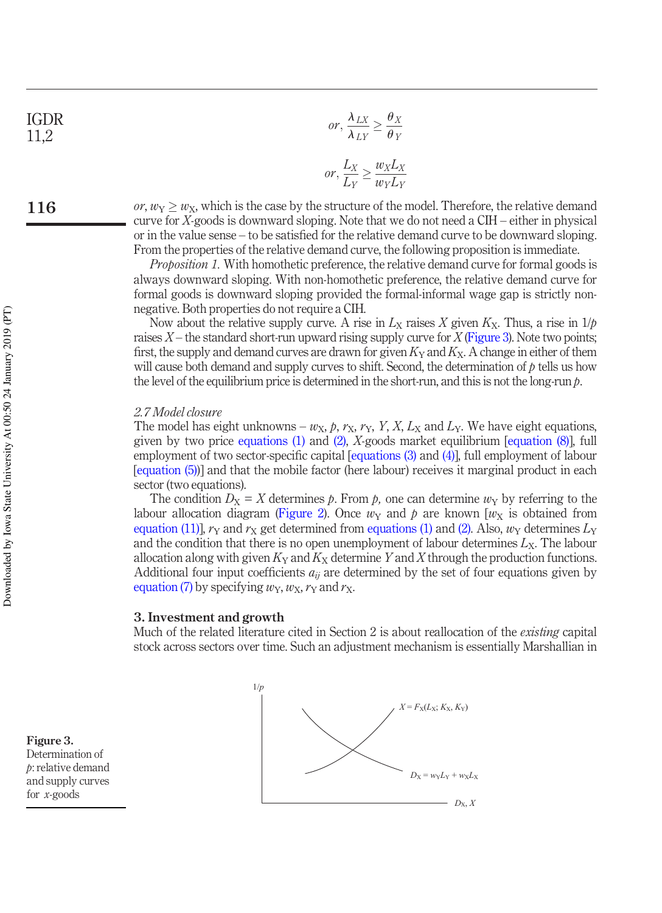$$or, \frac{\lambda_{LX}}{\lambda_{LY}} \geq \frac{\theta_X}{\theta_Y}$$

$$or, \frac{L_X}{L_Y} \geq \frac{w_X L_X}{w_Y L_Y}$$

*or*, $w_Y \geq w_X$, which is the case by the structure of the model. Therefore, the relative demand curve for *X*-goods is downward sloping. Note that we do not need a CIH – either in physical or in the value sense – to be satisfied for the relative demand curve to be downward sloping. From the properties of the relative demand curve, the following proposition is immediate.

*Proposition 1.* With homothetic preference, the relative demand curve for formal goods is always downward sloping. With non-homothetic preference, the relative demand curve for formal goods is downward sloping provided the formal-informal wage gap is strictly non-negative. Both properties do not require a CIH.

Now about the relative supply curve. A rise in $L_X$ raises $X$ given $K_X$. Thus, a rise in $1/p$ raises $X$ – the standard short-run upward rising supply curve for $X$ (Figure 3). Note two points; first, the supply and demand curves are drawn for given $K_Y$ and $K_X$. A change in either of them will cause both demand and supply curves to shift. Second, the determination of $p$ tells us how the level of the equilibrium price is determined in the short-run, and this is not the long-run $p$.

*2.7 Model closure*

The model has eight unknowns – $w_X$, $p$, $r_X$, $r_Y$, $Y$, $X$, $L_X$ and $L_Y$. We have eight equations, given by two price equations (1) and (2), $X$-goods market equilibrium [equation (8)], full employment of two sector-specific capital [equations (3) and (4)], full employment of labour [equation (5))] and that the mobile factor (here labour) receives it marginal product in each sector (two equations).

The condition $D_X = X$ determines $p$. From $p$, one can determine $w_Y$ by referring to the labour allocation diagram (Figure 2). Once $w_Y$ and $p$ are known [$w_X$ is obtained from equation (11)], $r_Y$ and $r_X$ get determined from equations (1) and (2). Also, $w_Y$ determines $L_Y$ and the condition that there is no open unemployment of labour determines $L_X$. The labour allocation along with given $K_Y$ and $K_X$ determine $Y$ and $X$ through the production functions. Additional four input coefficients $a_{ij}$ are determined by the set of four equations given by equation (7) by specifying $w_Y$, $w_X$, $r_Y$ and $r_X$.

## 3. Investment and growth

Much of the related literature cited in Section 2 is about reallocation of the *existing* capital stock across sectors over time. Such an adjustment mechanism is essentially Marshallian in

**Figure 3.** Determination of $p$: relative demand and supply curves for $x$-goods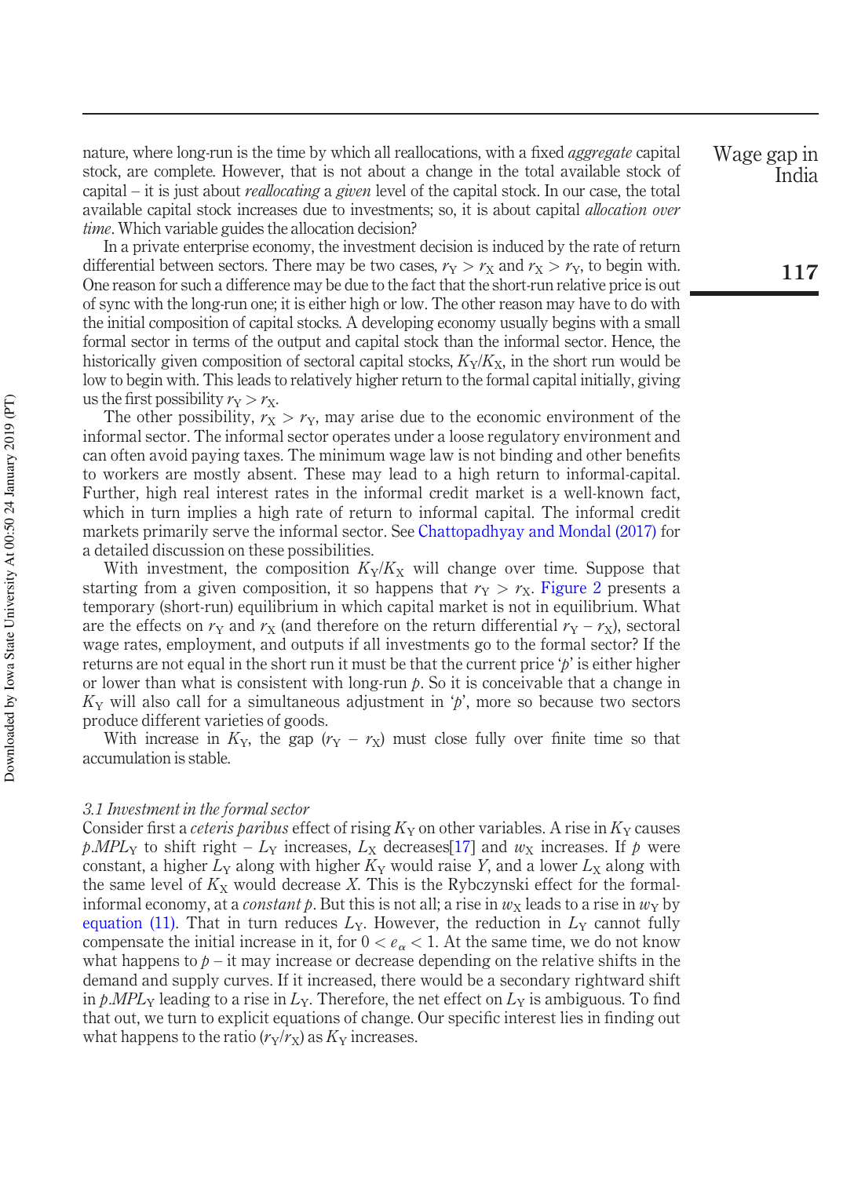nature, where long-run is the time by which all reallocations, with a fixed *aggregate* capital stock, are complete. However, that is not about a change in the total available stock of capital – it is just about *reallocating* a *given* level of the capital stock. In our case, the total available capital stock increases due to investments; so, it is about capital *allocation over time*. Which variable guides the allocation decision?

In a private enterprise economy, the investment decision is induced by the rate of return differential between sectors. There may be two cases, $r_Y > r_X$ and $r_X > r_Y$, to begin with. One reason for such a difference may be due to the fact that the short-run relative price is out of sync with the long-run one; it is either high or low. The other reason may have to do with the initial composition of capital stocks. A developing economy usually begins with a small formal sector in terms of the output and capital stock than the informal sector. Hence, the historically given composition of sectoral capital stocks, $K_Y/K_X$, in the short run would be low to begin with. This leads to relatively higher return to the formal capital initially, giving us the first possibility $r_Y > r_X$.

The other possibility, $r_X > r_Y$, may arise due to the economic environment of the informal sector. The informal sector operates under a loose regulatory environment and can often avoid paying taxes. The minimum wage law is not binding and other benefits to workers are mostly absent. These may lead to a high return to informal-capital. Further, high real interest rates in the informal credit market is a well-known fact, which in turn implies a high rate of return to informal capital. The informal credit markets primarily serve the informal sector. See Chattopadhyay and Mondal (2017) for a detailed discussion on these possibilities.

With investment, the composition $K_Y/K_X$ will change over time. Suppose that starting from a given composition, it so happens that $r_Y > r_X$. Figure 2 presents a temporary (short-run) equilibrium in which capital market is not in equilibrium. What are the effects on $r_Y$ and $r_X$ (and therefore on the return differential $r_Y - r_X$), sectoral wage rates, employment, and outputs if all investments go to the formal sector? If the returns are not equal in the short run it must be that the current price '$p$' is either higher or lower than what is consistent with long-run $p$. So it is conceivable that a change in $K_Y$ will also call for a simultaneous adjustment in '$p$', more so because two sectors produce different varieties of goods.

With increase in $K_Y$, the gap ($r_Y - r_X$) must close fully over finite time so that accumulation is stable.

### *3.1 Investment in the formal sector*

Consider first a *ceteris paribus* effect of rising $K_Y$ on other variables. A rise in $K_Y$ causes $p.MPL_Y$ to shift right – $L_Y$ increases, $L_X$ decreases[17] and $w_X$ increases. If $p$ were constant, a higher $L_Y$ along with higher $K_Y$ would raise $Y$, and a lower $L_X$ along with the same level of $K_X$ would decrease $X$. This is the Rybczynski effect for the formal-informal economy, at a *constant* $p$. But this is not all; a rise in $w_X$ leads to a rise in $w_Y$ by equation (11). That in turn reduces $L_Y$. However, the reduction in $L_Y$ cannot fully compensate the initial increase in it, for $0 < e_\alpha < 1$. At the same time, we do not know what happens to $p$ – it may increase or decrease depending on the relative shifts in the demand and supply curves. If it increased, there would be a secondary rightward shift in $p.MPL_Y$ leading to a rise in $L_Y$. Therefore, the net effect on $L_Y$ is ambiguous. To find that out, we turn to explicit equations of change. Our specific interest lies in finding out what happens to the ratio ($r_Y/r_X$) as $K_Y$ increases.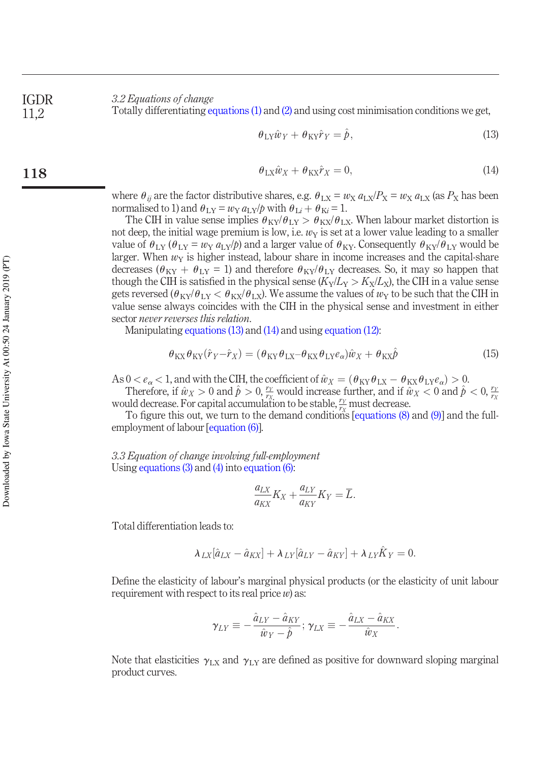### 3.2 Equations of change

Totally differentiating equations (1) and (2) and using cost minimisation conditions we get,

$$\theta_{LY}\hat{w}_Y + \theta_{KY}\hat{r}_Y = \hat{p}, \tag{13}$$

$$\theta_{LX}\hat{w}_X + \theta_{KX}\hat{r}_X = 0, \tag{14}$$

where $\theta_{ij}$ are the factor distributive shares, e.g. $\theta_{LX} = w_X a_{LX}/P_X = w_X a_{LX}$ (as $P_X$ has been normalised to 1) and $\theta_{LY} = w_Y a_{LY}/p$ with $\theta_{Li} + \theta_{Ki} = 1$.

The CIH in value sense implies $\theta_{KY}/\theta_{LY} > \theta_{KX}/\theta_{LX}$. When labour market distortion is not deep, the initial wage premium is low, i.e. $w_Y$ is set at a lower value leading to a smaller value of $\theta_{LY}$ ($\theta_{LY} = w_Y a_{LY}/p$) and a larger value of $\theta_{KY}$. Consequently $\theta_{KY}/\theta_{LY}$ would be larger. When $w_Y$ is higher instead, labour share in income increases and the capital-share decreases ($\theta_{KY} + \theta_{LY} = 1$) and therefore $\theta_{KY}/\theta_{LY}$ decreases. So, it may so happen that though the CIH is satisfied in the physical sense ($K_Y/L_Y > K_X/L_X$), the CIH in a value sense gets reversed ($\theta_{KY}/\theta_{LY} < \theta_{KX}/\theta_{LX}$). We assume the values of $w_Y$ to be such that the CIH in value sense always coincides with the CIH in the physical sense and investment in either sector *never reverses this relation*.

Manipulating equations (13) and (14) and using equation (12):

$$\theta_{KX}\theta_{KY}(\hat{r}_Y - \hat{r}_X) = (\theta_{KY}\theta_{LX} - \theta_{KX}\theta_{LY}e_\alpha)\hat{w}_X + \theta_{KX}\hat{p} \tag{15}$$

As $0 < e_\alpha < 1$, and with the CIH, the coefficient of $\hat{w}_X = (\theta_{KY}\theta_{LX} - \theta_{KX}\theta_{LY}e_\alpha) > 0$.

Therefore, if $\hat{w}_X > 0$ and $\hat{p} > 0$, $\frac{r_Y}{r_X}$ would increase further, and if $\hat{w}_X < 0$ and $\hat{p} < 0$, $\frac{r_Y}{r_X}$ would decrease. For capital accumulation to be stable, $\frac{r_Y}{r_X}$ must decrease.

To figure this out, we turn to the demand conditions [equations (8) and (9)] and the full-employment of labour [equation (6)].

### 3.3 Equation of change involving full-employment

Using equations (3) and (4) into equation (6):

$$\frac{a_{LX}}{a_{KX}}K_X + \frac{a_{LY}}{a_{KY}}K_Y = \bar{L}.$$

Total differentiation leads to:

$$\lambda_{LX}[\hat{a}_{LX} - \hat{a}_{KX}] + \lambda_{LY}[\hat{a}_{LY} - \hat{a}_{KY}] + \lambda_{LY}\hat{K}_Y = 0.$$

Define the elasticity of labour's marginal physical products (or the elasticity of unit labour requirement with respect to its real price $w$) as:

$$\gamma_{LY} \equiv -\frac{\hat{a}_{LY} - \hat{a}_{KY}}{\hat{w}_Y - \hat{p}};\ \gamma_{LX} \equiv -\frac{\hat{a}_{LX} - \hat{a}_{KX}}{\hat{w}_X}.$$

Note that elasticities $\gamma_{LX}$ and $\gamma_{LY}$ are defined as positive for downward sloping marginal product curves.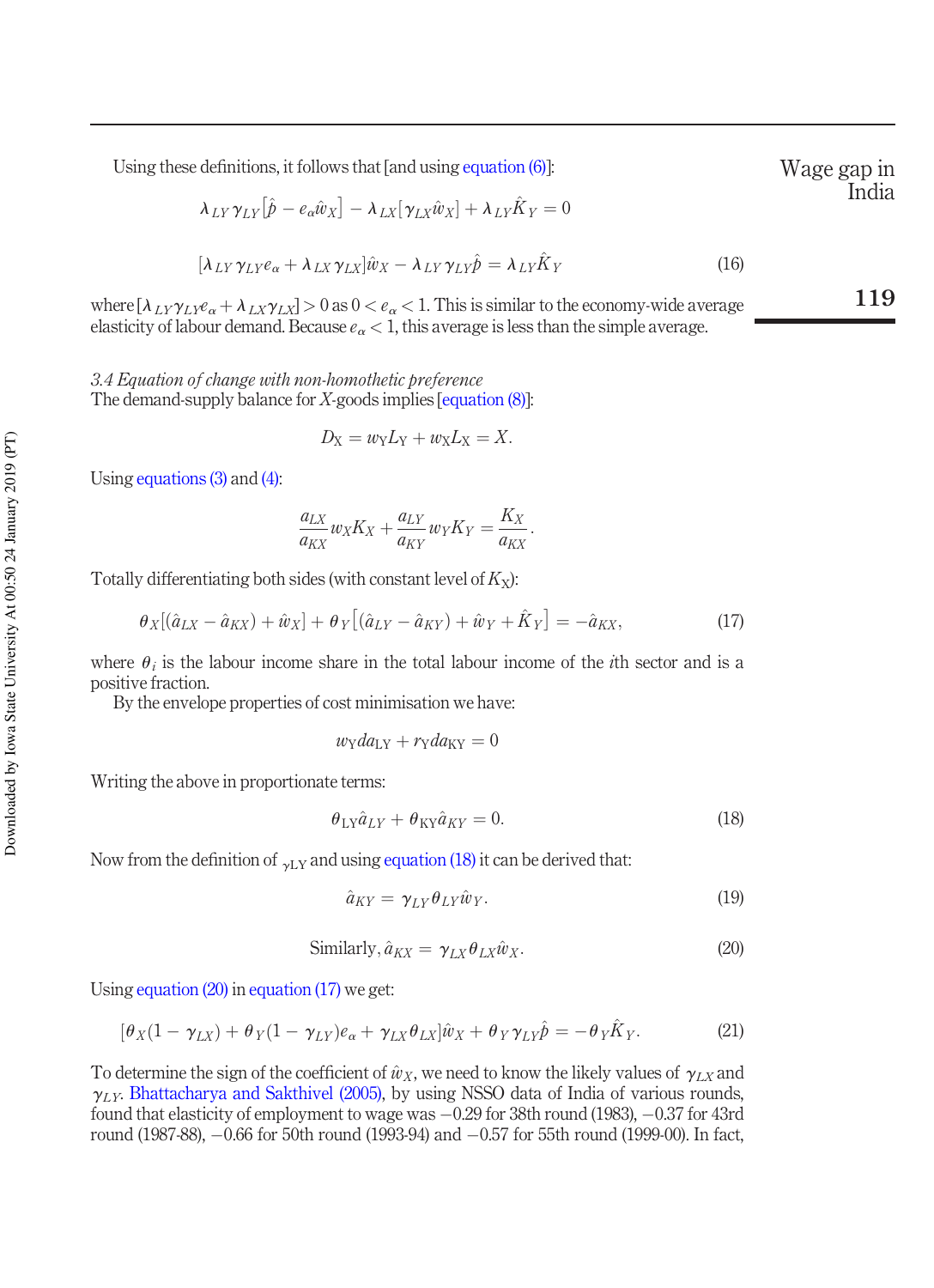Using these definitions, it follows that [and using equation (6)]:

$$\lambda_{LY}\gamma_{LY}\left[\hat{p} - e_{\alpha}\hat{w}_X\right] - \lambda_{LX}[\gamma_{LX}\hat{w}_X] + \lambda_{LY}\hat{K}_Y = 0$$

$$[\lambda_{LY}\gamma_{LY}e_{\alpha} + \lambda_{LX}\gamma_{LX}]\hat{w}_X - \lambda_{LY}\gamma_{LY}\hat{p} = \lambda_{LY}\hat{K}_Y \tag{16}$$

where $[\lambda_{LY}\gamma_{LY}e_{\alpha} + \lambda_{LX}\gamma_{LX}] > 0$ as $0 < e_{\alpha} < 1$. This is similar to the economy-wide average elasticity of labour demand. Because $e_{\alpha} < 1$, this average is less than the simple average.

### *3.4 Equation of change with non-homothetic preference*

The demand-supply balance for $X$-goods implies [equation (8)]:

$$D_X = w_Y L_Y + w_X L_X = X.$$

Using equations (3) and (4):

$$\frac{a_{LX}}{a_{KX}} w_X K_X + \frac{a_{LY}}{a_{KY}} w_Y K_Y = \frac{K_X}{a_{KX}}.$$

Totally differentiating both sides (with constant level of $K_X$):

$$\theta_X[(\hat{a}_{LX} - \hat{a}_{KX}) + \hat{w}_X] + \theta_Y\left[(\hat{a}_{LY} - \hat{a}_{KY}) + \hat{w}_Y + \hat{K}_Y\right] = -\hat{a}_{KX}, \tag{17}$$

where $\theta_i$ is the labour income share in the total labour income of the $i$th sector and is a positive fraction.

By the envelope properties of cost minimisation we have:

$$w_Y da_{LY} + r_Y da_{KY} = 0$$

Writing the above in proportionate terms:

$$\theta_{LY}\hat{a}_{LY} + \theta_{KY}\hat{a}_{KY} = 0. \tag{18}$$

Now from the definition of $_{\gamma LY}$ and using equation (18) it can be derived that:

$$\hat{a}_{KY} = \gamma_{LY}\theta_{LY}\hat{w}_Y. \tag{19}$$

$$\text{Similarly, } \hat{a}_{KX} = \gamma_{LX}\theta_{LX}\hat{w}_X. \tag{20}$$

Using equation (20) in equation (17) we get:

$$[\theta_X(1 - \gamma_{LX}) + \theta_Y(1 - \gamma_{LY})e_{\alpha} + \gamma_{LX}\theta_{LX}]\hat{w}_X + \theta_Y\gamma_{LY}\hat{p} = -\theta_Y\hat{K}_Y. \tag{21}$$

To determine the sign of the coefficient of $\hat{w}_X$, we need to know the likely values of $\gamma_{LX}$ and $\gamma_{LY}$. Bhattacharya and Sakthivel (2005), by using NSSO data of India of various rounds, found that elasticity of employment to wage was $-0.29$ for 38th round (1983), $-0.37$ for 43rd round (1987-88), $-0.66$ for 50th round (1993-94) and $-0.57$ for 55th round (1999-00). In fact,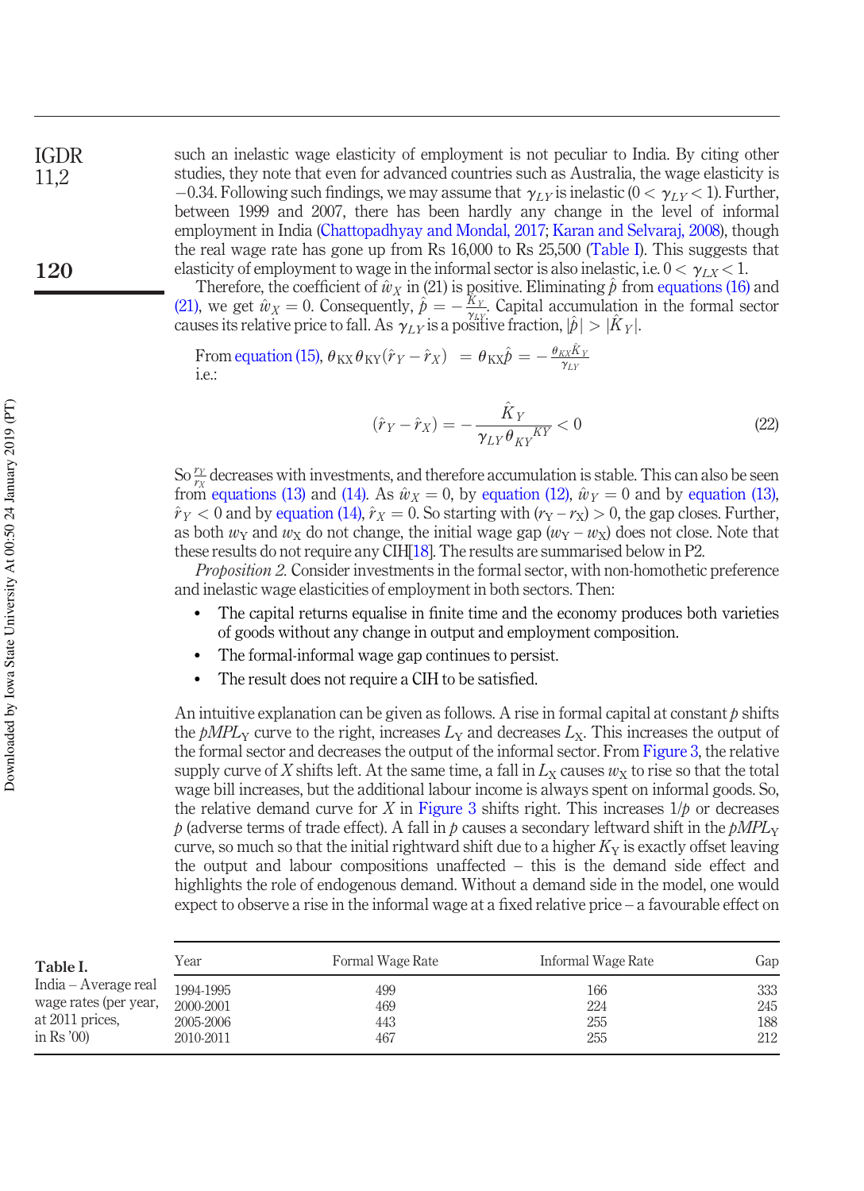such an inelastic wage elasticity of employment is not peculiar to India. By citing other studies, they note that even for advanced countries such as Australia, the wage elasticity is −0.34. Following such findings, we may assume that $\gamma_{LY}$ is inelastic ($0 < \gamma_{LY} < 1$). Further, between 1999 and 2007, there has been hardly any change in the level of informal employment in India (Chattopadhyay and Mondal, 2017; Karan and Selvaraj, 2008), though the real wage rate has gone up from Rs 16,000 to Rs 25,500 (Table I). This suggests that elasticity of employment to wage in the informal sector is also inelastic, i.e. $0 < \gamma_{LX} < 1$.

Therefore, the coefficient of $\hat{w}_X$ in (21) is positive. Eliminating $\hat{p}$ from equations (16) and (21), we get $\hat{w}_X = 0$. Consequently, $\hat{p} = -\frac{\hat{K}_Y}{\gamma_{LY}}$. Capital accumulation in the formal sector causes its relative price to fall. As $\gamma_{LY}$ is a positive fraction, $|\hat{p}| > |\hat{K}_Y|$.

From equation (15), $\theta_{KX}\theta_{KY}(\hat{r}_Y - \hat{r}_X) = \theta_{KX}\hat{p} = -\frac{\theta_{KX}\hat{K}_Y}{\gamma_{LY}}$
i.e.:

$$(\hat{r}_Y - \hat{r}_X) = -\frac{\hat{K}_Y}{\gamma_{LY}\theta_{KY}{}^{KY}} < 0 \tag{22}$$

So $\frac{r_Y}{r_X}$ decreases with investments, and therefore accumulation is stable. This can also be seen from equations (13) and (14). As $\hat{w}_X = 0$, by equation (12), $\hat{w}_Y = 0$ and by equation (13), $\hat{r}_Y < 0$ and by equation (14), $\hat{r}_X = 0$. So starting with $(r_Y - r_X) > 0$, the gap closes. Further, as both $w_Y$ and $w_X$ do not change, the initial wage gap $(w_Y - w_X)$ does not close. Note that these results do not require any CIH[18]. The results are summarised below in P2.

*Proposition 2.* Consider investments in the formal sector, with non-homothetic preference and inelastic wage elasticities of employment in both sectors. Then:

- The capital returns equalise in finite time and the economy produces both varieties of goods without any change in output and employment composition.
- The formal-informal wage gap continues to persist.
- The result does not require a CIH to be satisfied.

An intuitive explanation can be given as follows. A rise in formal capital at constant $p$ shifts the $pMPL_Y$ curve to the right, increases $L_Y$ and decreases $L_X$. This increases the output of the formal sector and decreases the output of the informal sector. From Figure 3, the relative supply curve of $X$ shifts left. At the same time, a fall in $L_X$ causes $w_X$ to rise so that the total wage bill increases, but the additional labour income is always spent on informal goods. So, the relative demand curve for $X$ in Figure 3 shifts right. This increases $1/p$ or decreases $p$ (adverse terms of trade effect). A fall in $p$ causes a secondary leftward shift in the $pMPL_Y$ curve, so much so that the initial rightward shift due to a higher $K_Y$ is exactly offset leaving the output and labour compositions unaffected – this is the demand side effect and highlights the role of endogenous demand. Without a demand side in the model, one would expect to observe a rise in the informal wage at a fixed relative price – a favourable effect on

**Table I.** India – Average real wage rates (per year, at 2011 prices, in Rs '00)

| Year | Formal Wage Rate | Informal Wage Rate | Gap |
|---|---|---|---|
| 1994-1995 | 499 | 166 | 333 |
| 2000-2001 | 469 | 224 | 245 |
| 2005-2006 | 443 | 255 | 188 |
| 2010-2011 | 467 | 255 | 212 |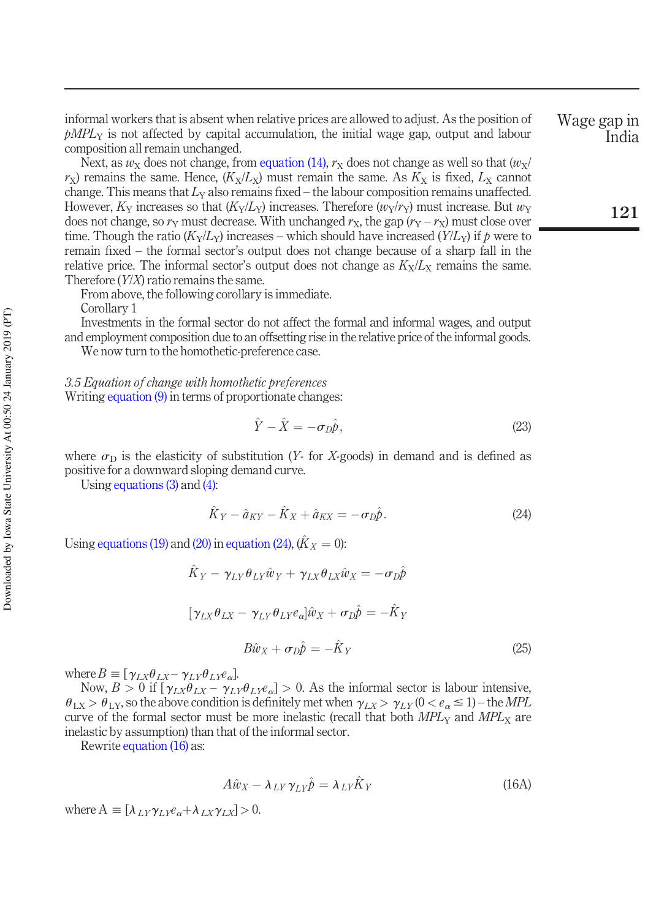informal workers that is absent when relative prices are allowed to adjust. As the position of $pMPL_Y$ is not affected by capital accumulation, the initial wage gap, output and labour composition all remain unchanged.

Next, as $w_X$ does not change, from equation (14), $r_X$ does not change as well so that $(w_X/r_X)$ remains the same. Hence, $(K_X/L_X)$ must remain the same. As $K_X$ is fixed, $L_X$ cannot change. This means that $L_Y$ also remains fixed – the labour composition remains unaffected. However, $K_Y$ increases so that $(K_Y/L_Y)$ increases. Therefore $(w_Y/r_Y)$ must increase. But $w_Y$ does not change, so $r_Y$ must decrease. With unchanged $r_X$, the gap $(r_Y - r_X)$ must close over time. Though the ratio $(K_Y/L_Y)$ increases – which should have increased $(Y/L_Y)$ if $p$ were to remain fixed – the formal sector's output does not change because of a sharp fall in the relative price. The informal sector's output does not change as $K_X/L_X$ remains the same. Therefore $(Y/X)$ ratio remains the same.

From above, the following corollary is immediate.

Corollary 1

Investments in the formal sector do not affect the formal and informal wages, and output and employment composition due to an offsetting rise in the relative price of the informal goods.

We now turn to the homothetic-preference case.

### *3.5 Equation of change with homothetic preferences*

Writing equation (9) in terms of proportionate changes:

$$\hat{Y} - \hat{X} = -\sigma_D \hat{p}, \tag{23}$$

where $\sigma_D$ is the elasticity of substitution ($Y$- for $X$-goods) in demand and is defined as positive for a downward sloping demand curve.

Using equations (3) and (4):

$$\hat{K}_Y - \hat{a}_{KY} - \hat{K}_X + \hat{a}_{KX} = -\sigma_D \hat{p}. \tag{24}$$

Using equations (19) and (20) in equation (24), $(\hat{K}_X = 0)$:

$$\hat{K}_Y - \gamma_{LY}\theta_{LY}\hat{w}_Y + \gamma_{LX}\theta_{LX}\hat{w}_X = -\sigma_D \hat{p}$$

$$[\gamma_{LX}\theta_{LX} - \gamma_{LY}\theta_{LY}e_\alpha]\hat{w}_X + \sigma_D \hat{p} = -\hat{K}_Y$$

$$B\hat{w}_X + \sigma_D \hat{p} = -\hat{K}_Y \tag{25}$$

where $B \equiv [\gamma_{LX}\theta_{LX} - \gamma_{LY}\theta_{LY}e_\alpha]$.

Now, $B > 0$ if $[\gamma_{LX}\theta_{LX} - \gamma_{LY}\theta_{LY}e_\alpha] > 0$. As the informal sector is labour intensive, $\theta_{LX} > \theta_{LY}$, so the above condition is definitely met when $\gamma_{LX} > \gamma_{LY}$ $(0 < e_\alpha \leq 1)$ – the *MPL* curve of the formal sector must be more inelastic (recall that both $MPL_Y$ and $MPL_X$ are inelastic by assumption) than that of the informal sector.

Rewrite equation (16) as:

$$A\hat{w}_X - \lambda_{LY}\gamma_{LY}\hat{p} = \lambda_{LY}\hat{K}_Y \tag{16A}$$

where $A \equiv [\lambda_{LY}\gamma_{LY}e_\alpha + \lambda_{LX}\gamma_{LX}] > 0$.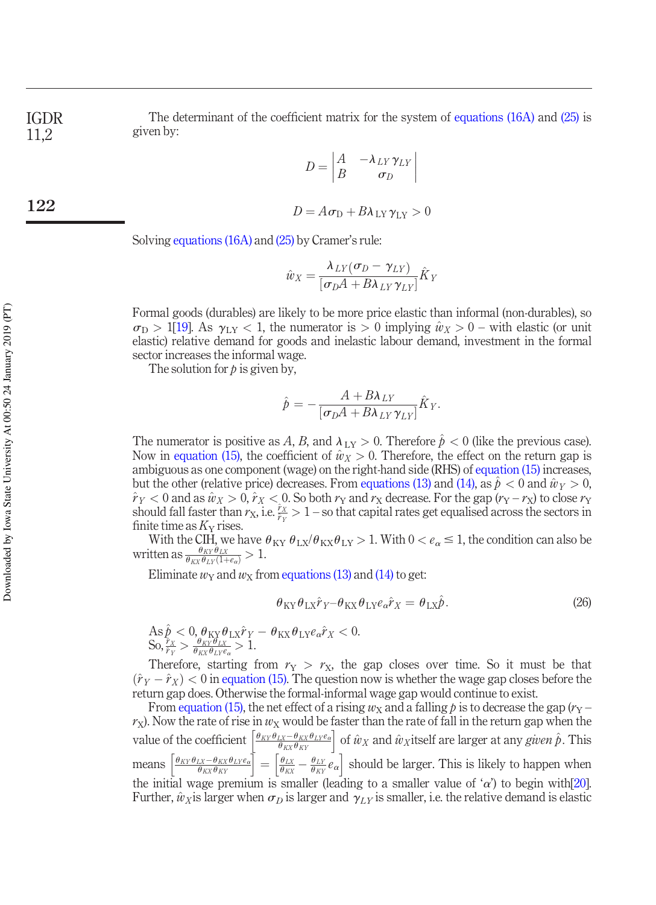The determinant of the coefficient matrix for the system of equations (16A) and (25) is given by:

$$D = \begin{vmatrix} A & -\lambda_{LY}\gamma_{LY} \\ B & \sigma_D \end{vmatrix}$$

$$D = A\sigma_{\mathrm{D}} + B\lambda_{\mathrm{LY}}\gamma_{\mathrm{LY}} > 0$$

Solving equations (16A) and (25) by Cramer's rule:

$$\hat{w}_X = \frac{\lambda_{LY}(\sigma_D - \gamma_{LY})}{[\sigma_D A + B\lambda_{LY}\gamma_{LY}]}\hat{K}_Y$$

Formal goods (durables) are likely to be more price elastic than informal (non-durables), so $\sigma_{\mathrm{D}} > 1$[19]. As $\gamma_{\mathrm{LY}} < 1$, the numerator is $> 0$ implying $\hat{w}_X > 0$ – with elastic (or unit elastic) relative demand for goods and inelastic labour demand, investment in the formal sector increases the informal wage.

The solution for $p$ is given by,

$$\hat{p} = -\frac{A + B\lambda_{LY}}{[\sigma_D A + B\lambda_{LY}\gamma_{LY}]}\hat{K}_Y.$$

The numerator is positive as $A$, $B$, and $\lambda_{\mathrm{LY}} > 0$. Therefore $\hat{p} < 0$ (like the previous case). Now in equation (15), the coefficient of $\hat{w}_X > 0$. Therefore, the effect on the return gap is ambiguous as one component (wage) on the right-hand side (RHS) of equation (15) increases, but the other (relative price) decreases. From equations (13) and (14), as $\hat{p} < 0$ and $\hat{w}_Y > 0$, $\hat{r}_Y < 0$ and as $\hat{w}_X > 0$, $\hat{r}_X < 0$. So both $r_{\mathrm{Y}}$ and $r_{\mathrm{X}}$ decrease. For the gap $(r_{\mathrm{Y}} - r_{\mathrm{X}})$ to close $r_{\mathrm{Y}}$ should fall faster than $r_{\mathrm{X}}$, i.e. $\frac{\hat{r}_X}{\hat{r}_Y} > 1$ – so that capital rates get equalised across the sectors in finite time as $K_{\mathrm{Y}}$ rises.

With the CIH, we have $\theta_{\mathrm{KY}}\,\theta_{\mathrm{LX}}/\theta_{\mathrm{KX}}\theta_{\mathrm{LY}} > 1$. With $0 < e_\alpha \leq 1$, the condition can also be written as $\frac{\theta_{KY}\theta_{LX}}{\theta_{KX}\theta_{LY}(1+e_\alpha)} > 1$.

Eliminate $w_{\mathrm{Y}}$ and $w_{\mathrm{X}}$ from equations (13) and (14) to get:

$$\theta_{\mathrm{KY}}\theta_{\mathrm{LX}}\hat{r}_Y - \theta_{\mathrm{KX}}\theta_{\mathrm{LY}}e_\alpha\hat{r}_X = \theta_{\mathrm{LX}}\hat{p}. \tag{26}$$

As $\hat{p} < 0$, $\theta_{\mathrm{KY}}\theta_{\mathrm{LX}}\hat{r}_Y - \theta_{\mathrm{KX}}\theta_{\mathrm{LY}}e_\alpha\hat{r}_X < 0$.
So, $\frac{\hat{r}_X}{\hat{r}_Y} > \frac{\theta_{KY}\theta_{LX}}{\theta_{KX}\theta_{LY}e_\alpha} > 1$.

Therefore, starting from $r_{\mathrm{Y}} > r_{\mathrm{X}}$, the gap closes over time. So it must be that $(\hat{r}_Y - \hat{r}_X) < 0$ in equation (15). The question now is whether the wage gap closes before the return gap does. Otherwise the formal-informal wage gap would continue to exist.

From equation (15), the net effect of a rising $w_{\mathrm{X}}$ and a falling $p$ is to decrease the gap $(r_{\mathrm{Y}} - r_{\mathrm{X}})$. Now the rate of rise in $w_{\mathrm{X}}$ would be faster than the rate of fall in the return gap when the value of the coefficient $\left[\frac{\theta_{KY}\theta_{LX} - \theta_{KX}\theta_{LY}e_\alpha}{\theta_{KX}\theta_{KY}}\right]$ of $\hat{w}_X$ and $\hat{w}_X$itself are larger at any *given* $\hat{p}$. This means $\left[\frac{\theta_{KY}\theta_{LX} - \theta_{KX}\theta_{LY}e_\alpha}{\theta_{KX}\theta_{KY}}\right] = \left[\frac{\theta_{LX}}{\theta_{KX}} - \frac{\theta_{LY}}{\theta_{KY}}e_\alpha\right]$ should be larger. This is likely to happen when the initial wage premium is smaller (leading to a smaller value of '$\alpha$') to begin with[20]. Further, $\hat{w}_X$is larger when $\sigma_D$ is larger and $\gamma_{LY}$ is smaller, i.e. the relative demand is elastic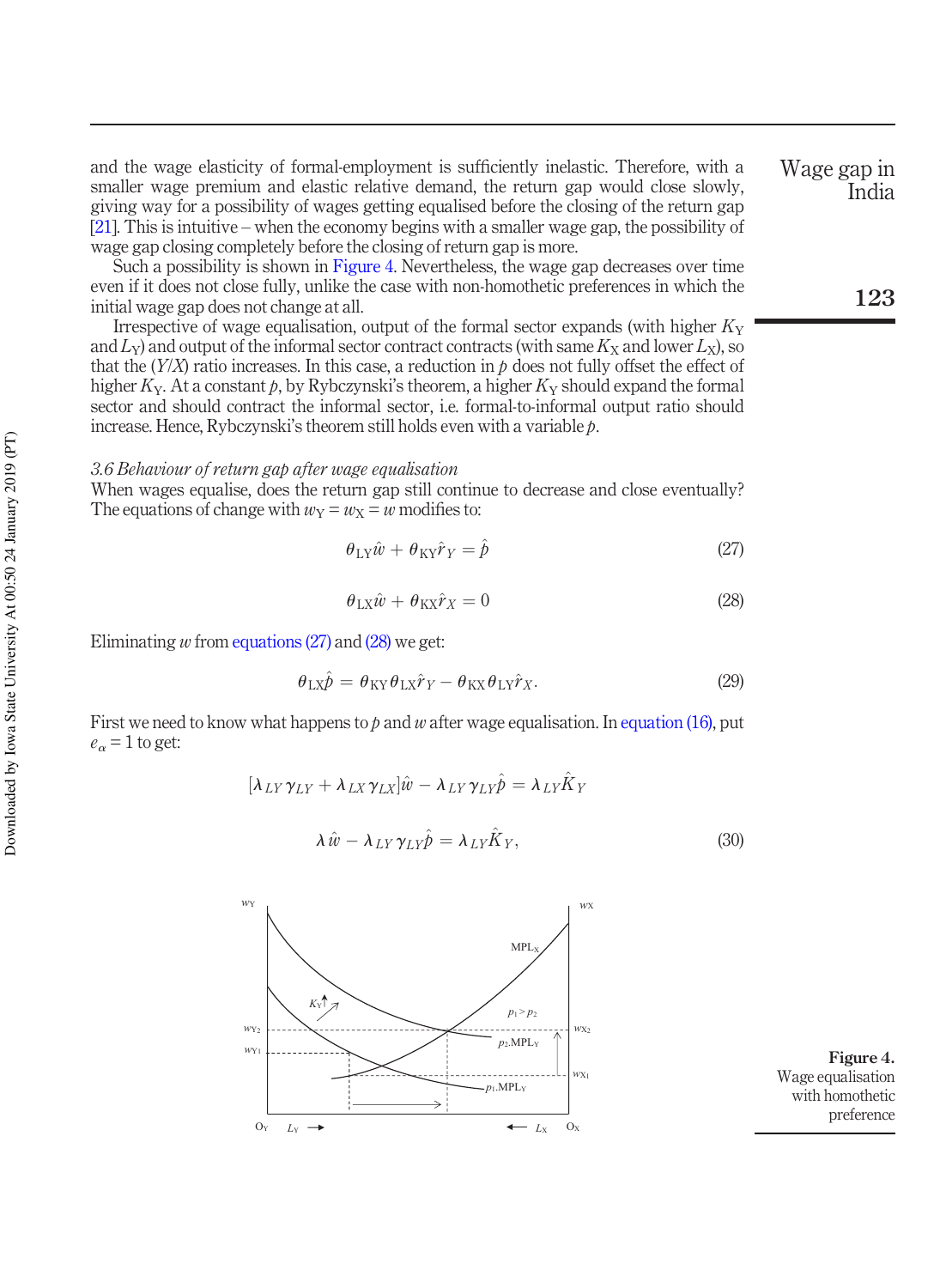and the wage elasticity of formal-employment is sufficiently inelastic. Therefore, with a smaller wage premium and elastic relative demand, the return gap would close slowly, giving way for a possibility of wages getting equalised before the closing of the return gap [21]. This is intuitive – when the economy begins with a smaller wage gap, the possibility of wage gap closing completely before the closing of return gap is more.

Such a possibility is shown in Figure 4. Nevertheless, the wage gap decreases over time even if it does not close fully, unlike the case with non-homothetic preferences in which the initial wage gap does not change at all.

Irrespective of wage equalisation, output of the formal sector expands (with higher $K_Y$ and $L_Y$) and output of the informal sector contract contracts (with same $K_X$ and lower $L_X$), so that the ($Y/X$) ratio increases. In this case, a reduction in $p$ does not fully offset the effect of higher $K_Y$. At a constant $p$, by Rybczynski's theorem, a higher $K_Y$ should expand the formal sector and should contract the informal sector, i.e. formal-to-informal output ratio should increase. Hence, Rybczynski's theorem still holds even with a variable $p$.

### *3.6 Behaviour of return gap after wage equalisation*

When wages equalise, does the return gap still continue to decrease and close eventually? The equations of change with $w_Y = w_X = w$ modifies to:

$$\theta_{LY}\hat{w} + \theta_{KY}\hat{r}_Y = \hat{p} \tag{27}$$

$$\theta_{LX}\hat{w} + \theta_{KX}\hat{r}_X = 0 \tag{28}$$

Eliminating $w$ from equations (27) and (28) we get:

$$\theta_{LX}\hat{p} = \theta_{KY}\theta_{LX}\hat{r}_Y - \theta_{KX}\theta_{LY}\hat{r}_X. \tag{29}$$

First we need to know what happens to $p$ and $w$ after wage equalisation. In equation (16), put $e_\alpha = 1$ to get:

$$[\lambda_{LY}\gamma_{LY} + \lambda_{LX}\gamma_{LX}]\hat{w} - \lambda_{LY}\gamma_{LY}\hat{p} = \lambda_{LY}\hat{K}_Y$$

$$\lambda\hat{w} - \lambda_{LY}\gamma_{LY}\hat{p} = \lambda_{LY}\hat{K}_Y, \tag{30}$$

**Figure 4.** Wage equalisation with homothetic preference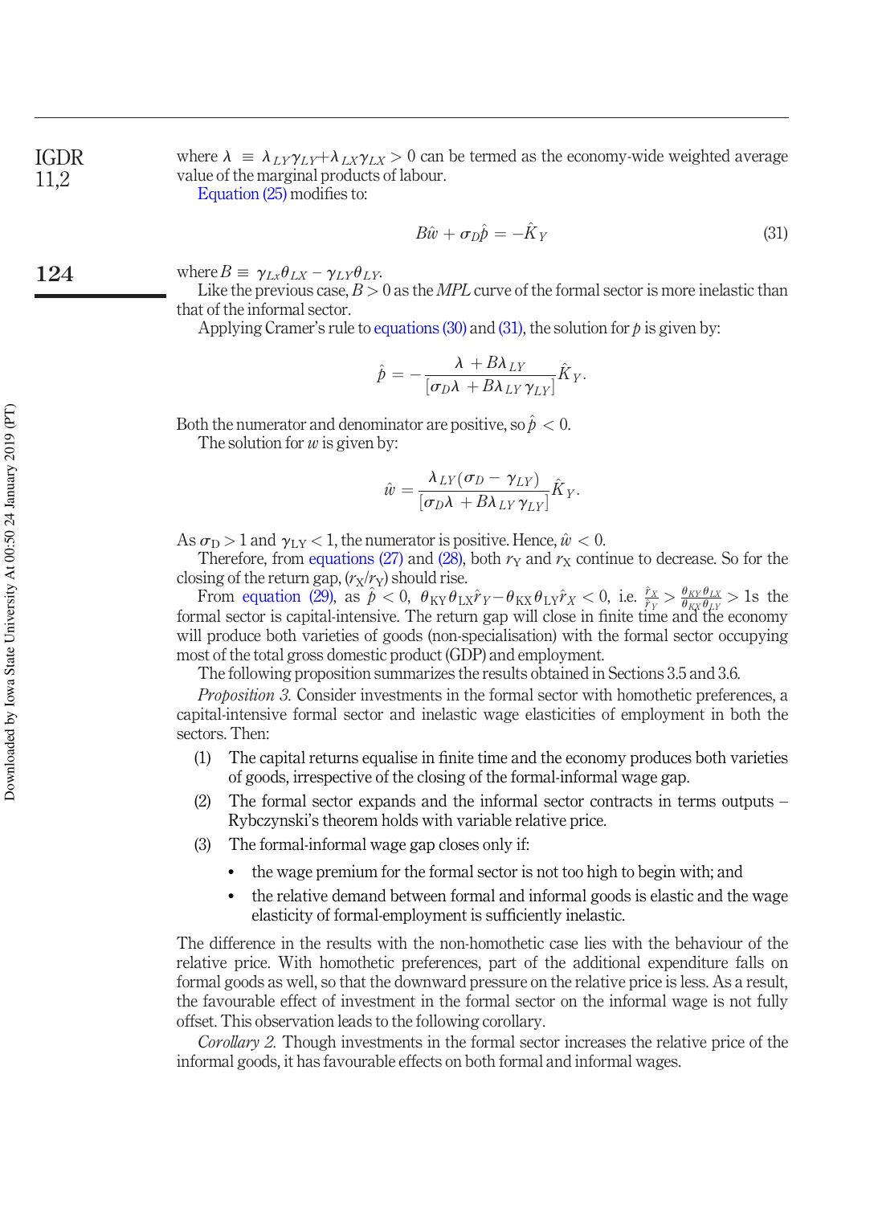where $\lambda \equiv \lambda_{LY}\gamma_{LY}+\lambda_{LX}\gamma_{LX} > 0$ can be termed as the economy-wide weighted average value of the marginal products of labour.

Equation (25) modifies to:

$$B\hat{w} + \sigma_D\hat{p} = -\hat{K}_Y \tag{31}$$

where $B \equiv \gamma_{Lx}\theta_{LX} - \gamma_{LY}\theta_{LY}$.

Like the previous case, $B > 0$ as the *MPL* curve of the formal sector is more inelastic than that of the informal sector.

Applying Cramer's rule to equations (30) and (31), the solution for $p$ is given by:

$$\hat{p} = -\frac{\lambda + B\lambda_{LY}}{[\sigma_D\lambda + B\lambda_{LY}\gamma_{LY}]}\hat{K}_Y.$$

Both the numerator and denominator are positive, so $\hat{p} < 0$.

The solution for $w$ is given by:

$$\hat{w} = \frac{\lambda_{LY}(\sigma_D - \gamma_{LY})}{[\sigma_D\lambda + B\lambda_{LY}\gamma_{LY}]}\hat{K}_Y.$$

As $\sigma_D > 1$ and $\gamma_{LY} < 1$, the numerator is positive. Hence, $\hat{w} < 0$.

Therefore, from equations (27) and (28), both $r_Y$ and $r_X$ continue to decrease. So for the closing of the return gap, $(r_X/r_Y)$ should rise.

From equation (29), as $\hat{p} < 0$, $\theta_{KY}\theta_{LX}\hat{r}_Y - \theta_{KX}\theta_{LY}\hat{r}_X < 0$, i.e. $\frac{\hat{r}_X}{\hat{r}_Y} > \frac{\theta_{KY}\theta_{LX}}{\theta_{KX}\theta_{LY}} > 1$s the formal sector is capital-intensive. The return gap will close in finite time and the economy will produce both varieties of goods (non-specialisation) with the formal sector occupying most of the total gross domestic product (GDP) and employment.

The following proposition summarizes the results obtained in Sections 3.5 and 3.6.

*Proposition 3.* Consider investments in the formal sector with homothetic preferences, a capital-intensive formal sector and inelastic wage elasticities of employment in both the sectors. Then:

(1) The capital returns equalise in finite time and the economy produces both varieties of goods, irrespective of the closing of the formal-informal wage gap.

(2) The formal sector expands and the informal sector contracts in terms outputs – Rybczynski's theorem holds with variable relative price.

(3) The formal-informal wage gap closes only if:

- the wage premium for the formal sector is not too high to begin with; and
- the relative demand between formal and informal goods is elastic and the wage elasticity of formal-employment is sufficiently inelastic.

The difference in the results with the non-homothetic case lies with the behaviour of the relative price. With homothetic preferences, part of the additional expenditure falls on formal goods as well, so that the downward pressure on the relative price is less. As a result, the favourable effect of investment in the formal sector on the informal wage is not fully offset. This observation leads to the following corollary.

*Corollary 2.* Though investments in the formal sector increases the relative price of the informal goods, it has favourable effects on both formal and informal wages.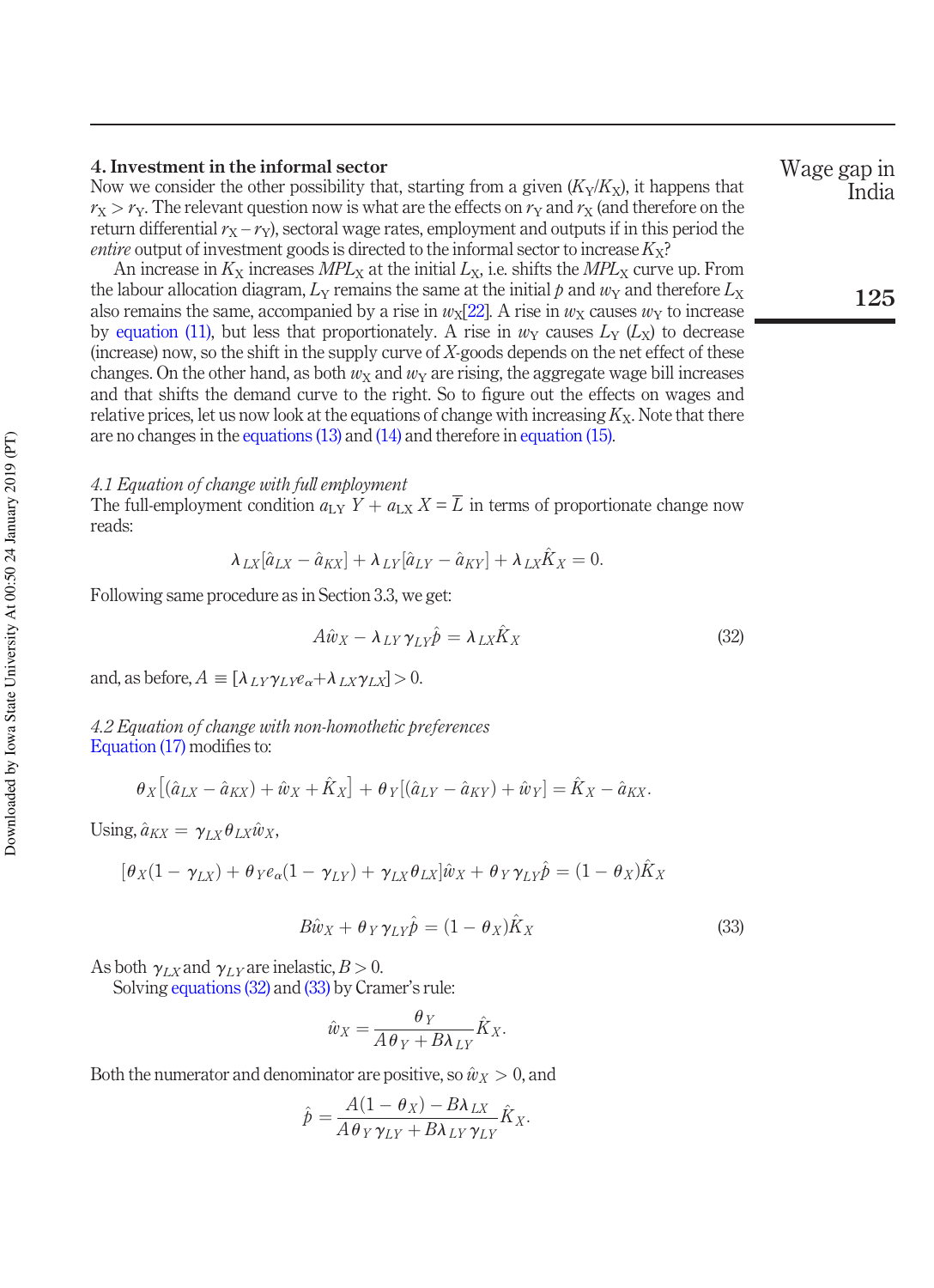## 4. Investment in the informal sector

Now we consider the other possibility that, starting from a given $(K_Y/K_X)$, it happens that $r_X > r_Y$. The relevant question now is what are the effects on $r_Y$ and $r_X$ (and therefore on the return differential $r_X - r_Y$), sectoral wage rates, employment and outputs if in this period the *entire* output of investment goods is directed to the informal sector to increase $K_X$?

An increase in $K_X$ increases $MPL_X$ at the initial $L_X$, i.e. shifts the $MPL_X$ curve up. From the labour allocation diagram, $L_Y$ remains the same at the initial $p$ and $w_Y$ and therefore $L_X$ also remains the same, accompanied by a rise in $w_X$[22]. A rise in $w_X$ causes $w_Y$ to increase by equation (11), but less that proportionately. A rise in $w_Y$ causes $L_Y$ ($L_X$) to decrease (increase) now, so the shift in the supply curve of $X$-goods depends on the net effect of these changes. On the other hand, as both $w_X$ and $w_Y$ are rising, the aggregate wage bill increases and that shifts the demand curve to the right. So to figure out the effects on wages and relative prices, let us now look at the equations of change with increasing $K_X$. Note that there are no changes in the equations (13) and (14) and therefore in equation (15).

### *4.1 Equation of change with full employment*

The full-employment condition $a_{LY}\,Y + a_{LX}\,X = \overline{L}$ in terms of proportionate change now reads:

$$\lambda_{LX}[\hat{a}_{LX} - \hat{a}_{KX}] + \lambda_{LY}[\hat{a}_{LY} - \hat{a}_{KY}] + \lambda_{LX}\hat{K}_X = 0.$$

Following same procedure as in Section 3.3, we get:

$$A\hat{w}_X - \lambda_{LY}\gamma_{LY}\hat{p} = \lambda_{LX}\hat{K}_X \tag{32}$$

and, as before, $A \equiv [\lambda_{LY}\gamma_{LY}e_{\alpha} + \lambda_{LX}\gamma_{LX}] > 0$.

### *4.2 Equation of change with non-homothetic preferences*

Equation (17) modifies to:

$$\theta_X\left[(\hat{a}_{LX} - \hat{a}_{KX}) + \hat{w}_X + \hat{K}_X\right] + \theta_Y[(\hat{a}_{LY} - \hat{a}_{KY}) + \hat{w}_Y] = \hat{K}_X - \hat{a}_{KX}.$$

Using, $\hat{a}_{KX} = \gamma_{LX}\theta_{LX}\hat{w}_X$,

$$[\theta_X(1 - \gamma_{LX}) + \theta_Y e_{\alpha}(1 - \gamma_{LY}) + \gamma_{LX}\theta_{LX}]\hat{w}_X + \theta_Y\gamma_{LY}\hat{p} = (1 - \theta_X)\hat{K}_X$$

$$B\hat{w}_X + \theta_Y\gamma_{LY}\hat{p} = (1 - \theta_X)\hat{K}_X \tag{33}$$

As both $\gamma_{LX}$ and $\gamma_{LY}$ are inelastic, $B > 0$.

Solving equations (32) and (33) by Cramer's rule:

$$\hat{w}_X = \frac{\theta_Y}{A\theta_Y + B\lambda_{LY}}\hat{K}_X.$$

Both the numerator and denominator are positive, so $\hat{w}_X > 0$, and

$$\hat{p} = \frac{A(1 - \theta_X) - B\lambda_{LX}}{A\theta_Y\gamma_{LY} + B\lambda_{LY}\gamma_{LY}}\hat{K}_X.$$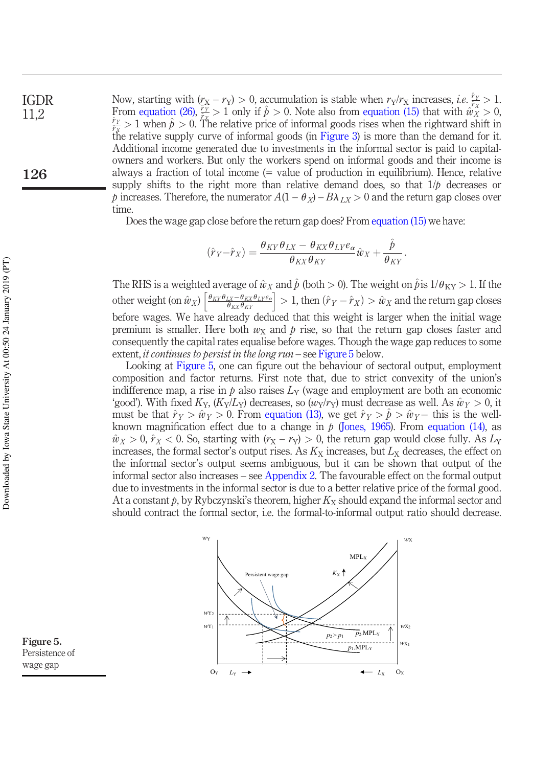Now, starting with $(r_X - r_Y) > 0$, accumulation is stable when $r_Y/r_X$ increases, *i.e.* $\frac{\hat{r}_Y}{\hat{r}_X} > 1$. From equation (26), $\frac{\hat{r}_Y}{\hat{r}_X} > 1$ only if $\hat{p} > 0$. Note also from equation (15) that with $\hat{w}_X > 0$, $\frac{\hat{r}_Y}{\hat{r}_X} > 1$ when $\hat{p} > 0$. The relative price of informal goods rises when the rightward shift in the relative supply curve of informal goods (in Figure 3) is more than the demand for it. Additional income generated due to investments in the informal sector is paid to capital-owners and workers. But only the workers spend on informal goods and their income is always a fraction of total income (= value of production in equilibrium). Hence, relative supply shifts to the right more than relative demand does, so that $1/p$ decreases or $p$ increases. Therefore, the numerator $A(1 - \theta_X) - B\lambda_{LX} > 0$ and the return gap closes over time.

Does the wage gap close before the return gap does? From equation (15) we have:

$$(\hat{r}_Y - \hat{r}_X) = \frac{\theta_{KY}\theta_{LX} - \theta_{KX}\theta_{LY}e_\alpha}{\theta_{KX}\theta_{KY}}\hat{w}_X + \frac{\hat{p}}{\theta_{KY}}.$$

The RHS is a weighted average of $\hat{w}_X$ and $\hat{p}$ (both $> 0$). The weight on $\hat{p}$ is $1/\theta_{KY} > 1$. If the other weight (on $\hat{w}_X$) $\left[\frac{\theta_{KY}\theta_{LX} - \theta_{KX}\theta_{LY}e_\alpha}{\theta_{KX}\theta_{KY}}\right] > 1$, then $(\hat{r}_Y - \hat{r}_X) > \hat{w}_X$ and the return gap closes before wages. We have already deduced that this weight is larger when the initial wage premium is smaller. Here both $w_X$ and $p$ rise, so that the return gap closes faster and consequently the capital rates equalise before wages. Though the wage gap reduces to some extent, *it continues to persist in the long run* – see Figure 5 below.

Looking at Figure 5, one can figure out the behaviour of sectoral output, employment composition and factor returns. First note that, due to strict convexity of the union's indifference map, a rise in $p$ also raises $L_Y$ (wage and employment are both an economic 'good'). With fixed $K_Y$, $(K_Y/L_Y)$ decreases, so $(w_Y/r_Y)$ must decrease as well. As $\hat{w}_Y > 0$, it must be that $\hat{r}_Y > \hat{w}_Y > 0$. From equation (13), we get $\hat{r}_Y > \hat{p} > \hat{w}_Y$ – this is the well-known magnification effect due to a change in $p$ (Jones, 1965). From equation (14), as $\hat{w}_X > 0$, $\hat{r}_X < 0$. So, starting with $(r_X - r_Y) > 0$, the return gap would close fully. As $L_Y$ increases, the formal sector's output rises. As $K_X$ increases, but $L_X$ decreases, the effect on the informal sector's output seems ambiguous, but it can be shown that output of the informal sector also increases – see Appendix 2. The favourable effect on the formal output due to investments in the informal sector is due to a better relative price of the formal good. At a constant $p$, by Rybczynski's theorem, higher $K_X$ should expand the informal sector and should contract the formal sector, i.e. the formal-to-informal output ratio should decrease.

**Figure 5.**
Persistence of wage gap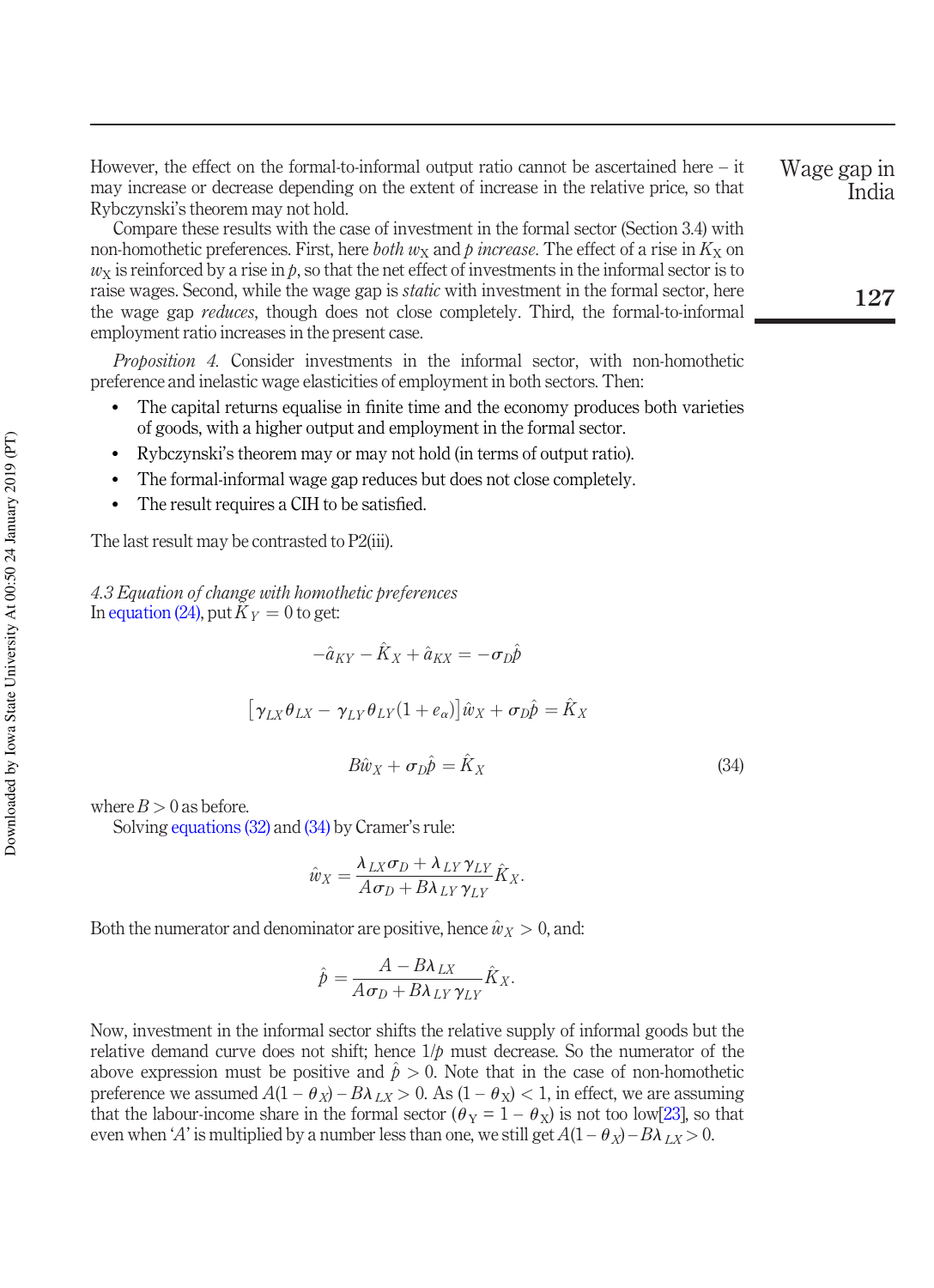However, the effect on the formal-to-informal output ratio cannot be ascertained here – it may increase or decrease depending on the extent of increase in the relative price, so that Rybczynski's theorem may not hold.

Compare these results with the case of investment in the formal sector (Section 3.4) with non-homothetic preferences. First, here *both* $w_X$ and $p$ *increase*. The effect of a rise in $K_X$ on $w_X$ is reinforced by a rise in $p$, so that the net effect of investments in the informal sector is to raise wages. Second, while the wage gap is *static* with investment in the formal sector, here the wage gap *reduces*, though does not close completely. Third, the formal-to-informal employment ratio increases in the present case.

*Proposition 4.* Consider investments in the informal sector, with non-homothetic preference and inelastic wage elasticities of employment in both sectors. Then:

- The capital returns equalise in finite time and the economy produces both varieties of goods, with a higher output and employment in the formal sector.
- Rybczynski's theorem may or may not hold (in terms of output ratio).
- The formal-informal wage gap reduces but does not close completely.
- The result requires a CIH to be satisfied.

The last result may be contrasted to P2(iii).

### *4.3 Equation of change with homothetic preferences*

In equation (24), put $\hat{K}_Y = 0$ to get:

$$-\hat{a}_{KY} - \hat{K}_X + \hat{a}_{KX} = -\sigma_D \hat{p}$$

$$\left[\gamma_{LX}\theta_{LX} - \gamma_{LY}\theta_{LY}(1 + e_\alpha)\right]\hat{w}_X + \sigma_D \hat{p} = \hat{K}_X$$

$$B\hat{w}_X + \sigma_D \hat{p} = \hat{K}_X \tag{34}$$

where $B > 0$ as before.

Solving equations (32) and (34) by Cramer's rule:

$$\hat{w}_X = \frac{\lambda_{LX}\sigma_D + \lambda_{LY}\gamma_{LY}}{A\sigma_D + B\lambda_{LY}\gamma_{LY}}\hat{K}_X.$$

Both the numerator and denominator are positive, hence $\hat{w}_X > 0$, and:

$$\hat{p} = \frac{A - B\lambda_{LX}}{A\sigma_D + B\lambda_{LY}\gamma_{LY}}\hat{K}_X.$$

Now, investment in the informal sector shifts the relative supply of informal goods but the relative demand curve does not shift; hence $1/p$ must decrease. So the numerator of the above expression must be positive and $\hat{p} > 0$. Note that in the case of non-homothetic preference we assumed $A(1 - \theta_X) - B\lambda_{LX} > 0$. As $(1 - \theta_X) < 1$, in effect, we are assuming that the labour-income share in the formal sector ($\theta_Y = 1 - \theta_X$) is not too low[23], so that even when '$A$' is multiplied by a number less than one, we still get $A(1 - \theta_X) - B\lambda_{LX} > 0$.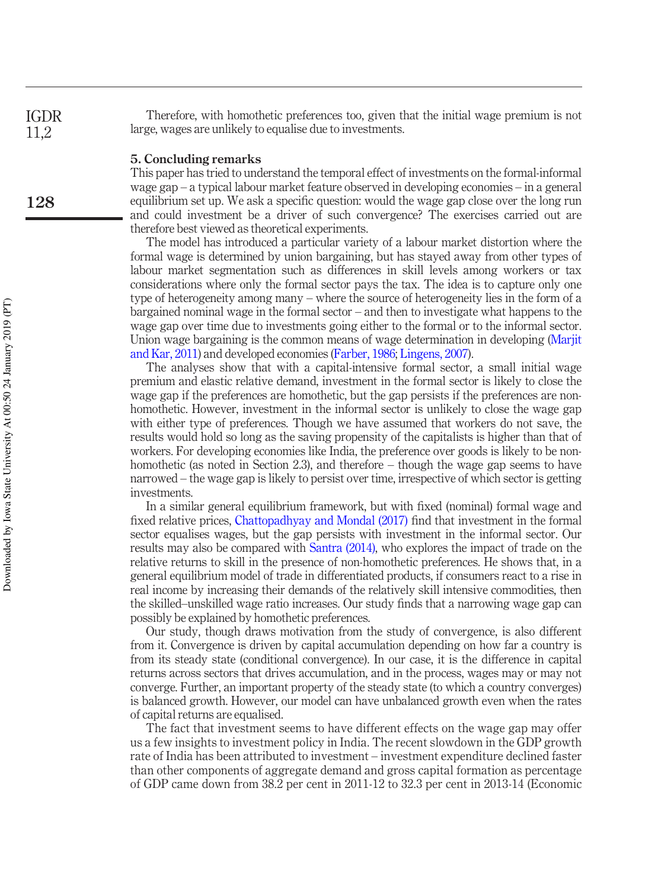Therefore, with homothetic preferences too, given that the initial wage premium is not large, wages are unlikely to equalise due to investments.

## 5. Concluding remarks

This paper has tried to understand the temporal effect of investments on the formal-informal wage gap – a typical labour market feature observed in developing economies – in a general equilibrium set up. We ask a specific question: would the wage gap close over the long run and could investment be a driver of such convergence? The exercises carried out are therefore best viewed as theoretical experiments.

The model has introduced a particular variety of a labour market distortion where the formal wage is determined by union bargaining, but has stayed away from other types of labour market segmentation such as differences in skill levels among workers or tax considerations where only the formal sector pays the tax. The idea is to capture only one type of heterogeneity among many – where the source of heterogeneity lies in the form of a bargained nominal wage in the formal sector – and then to investigate what happens to the wage gap over time due to investments going either to the formal or to the informal sector. Union wage bargaining is the common means of wage determination in developing (Marjit and Kar, 2011) and developed economies (Farber, 1986; Lingens, 2007).

The analyses show that with a capital-intensive formal sector, a small initial wage premium and elastic relative demand, investment in the formal sector is likely to close the wage gap if the preferences are homothetic, but the gap persists if the preferences are non-homothetic. However, investment in the informal sector is unlikely to close the wage gap with either type of preferences. Though we have assumed that workers do not save, the results would hold so long as the saving propensity of the capitalists is higher than that of workers. For developing economies like India, the preference over goods is likely to be non-homothetic (as noted in Section 2.3), and therefore – though the wage gap seems to have narrowed – the wage gap is likely to persist over time, irrespective of which sector is getting investments.

In a similar general equilibrium framework, but with fixed (nominal) formal wage and fixed relative prices, Chattopadhyay and Mondal (2017) find that investment in the formal sector equalises wages, but the gap persists with investment in the informal sector. Our results may also be compared with Santra (2014), who explores the impact of trade on the relative returns to skill in the presence of non-homothetic preferences. He shows that, in a general equilibrium model of trade in differentiated products, if consumers react to a rise in real income by increasing their demands of the relatively skill intensive commodities, then the skilled–unskilled wage ratio increases. Our study finds that a narrowing wage gap can possibly be explained by homothetic preferences.

Our study, though draws motivation from the study of convergence, is also different from it. Convergence is driven by capital accumulation depending on how far a country is from its steady state (conditional convergence). In our case, it is the difference in capital returns across sectors that drives accumulation, and in the process, wages may or may not converge. Further, an important property of the steady state (to which a country converges) is balanced growth. However, our model can have unbalanced growth even when the rates of capital returns are equalised.

The fact that investment seems to have different effects on the wage gap may offer us a few insights to investment policy in India. The recent slowdown in the GDP growth rate of India has been attributed to investment – investment expenditure declined faster than other components of aggregate demand and gross capital formation as percentage of GDP came down from 38.2 per cent in 2011-12 to 32.3 per cent in 2013-14 (Economic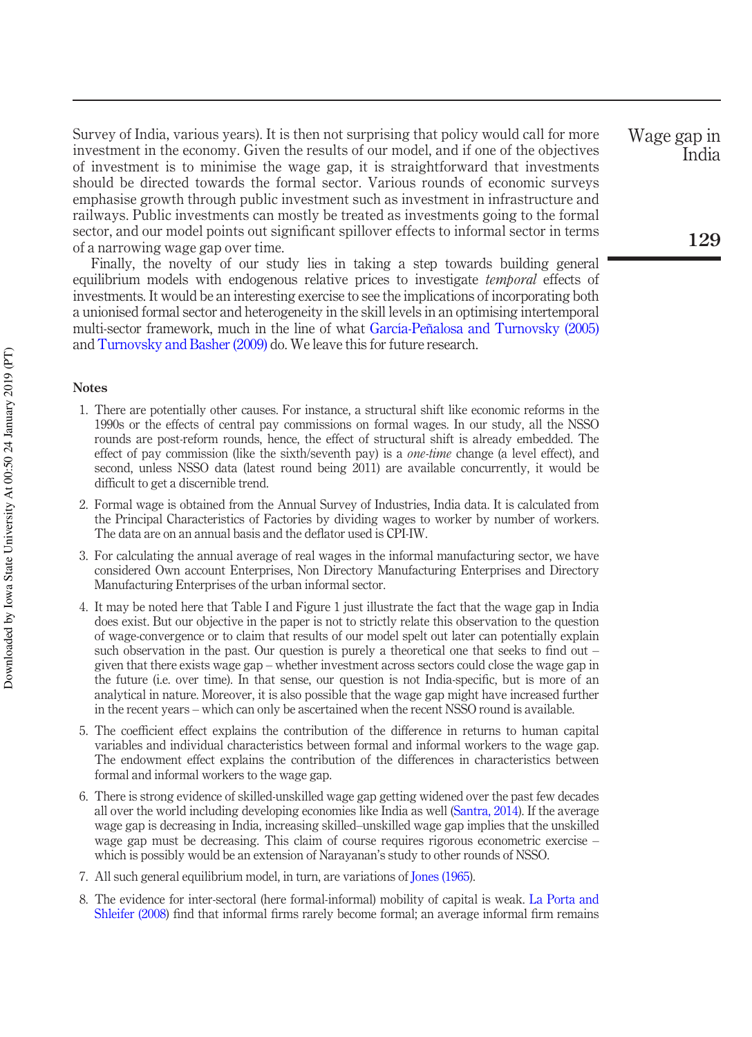Survey of India, various years). It is then not surprising that policy would call for more investment in the economy. Given the results of our model, and if one of the objectives of investment is to minimise the wage gap, it is straightforward that investments should be directed towards the formal sector. Various rounds of economic surveys emphasise growth through public investment such as investment in infrastructure and railways. Public investments can mostly be treated as investments going to the formal sector, and our model points out significant spillover effects to informal sector in terms of a narrowing wage gap over time.

Finally, the novelty of our study lies in taking a step towards building general equilibrium models with endogenous relative prices to investigate *temporal* effects of investments. It would be an interesting exercise to see the implications of incorporating both a unionised formal sector and heterogeneity in the skill levels in an optimising intertemporal multi-sector framework, much in the line of what García-Peñalosa and Turnovsky (2005) and Turnovsky and Basher (2009) do. We leave this for future research.

## Notes

1. There are potentially other causes. For instance, a structural shift like economic reforms in the 1990s or the effects of central pay commissions on formal wages. In our study, all the NSSO rounds are post-reform rounds, hence, the effect of structural shift is already embedded. The effect of pay commission (like the sixth/seventh pay) is a *one-time* change (a level effect), and second, unless NSSO data (latest round being 2011) are available concurrently, it would be difficult to get a discernible trend.
2. Formal wage is obtained from the Annual Survey of Industries, India data. It is calculated from the Principal Characteristics of Factories by dividing wages to worker by number of workers. The data are on an annual basis and the deflator used is CPI-IW.
3. For calculating the annual average of real wages in the informal manufacturing sector, we have considered Own account Enterprises, Non Directory Manufacturing Enterprises and Directory Manufacturing Enterprises of the urban informal sector.
4. It may be noted here that Table I and Figure 1 just illustrate the fact that the wage gap in India does exist. But our objective in the paper is not to strictly relate this observation to the question of wage-convergence or to claim that results of our model spelt out later can potentially explain such observation in the past. Our question is purely a theoretical one that seeks to find out – given that there exists wage gap – whether investment across sectors could close the wage gap in the future (i.e. over time). In that sense, our question is not India-specific, but is more of an analytical in nature. Moreover, it is also possible that the wage gap might have increased further in the recent years – which can only be ascertained when the recent NSSO round is available.
5. The coefficient effect explains the contribution of the difference in returns to human capital variables and individual characteristics between formal and informal workers to the wage gap. The endowment effect explains the contribution of the differences in characteristics between formal and informal workers to the wage gap.
6. There is strong evidence of skilled-unskilled wage gap getting widened over the past few decades all over the world including developing economies like India as well (Santra, 2014). If the average wage gap is decreasing in India, increasing skilled–unskilled wage gap implies that the unskilled wage gap must be decreasing. This claim of course requires rigorous econometric exercise – which is possibly would be an extension of Narayanan's study to other rounds of NSSO.
7. All such general equilibrium model, in turn, are variations of Jones (1965).
8. The evidence for inter-sectoral (here formal-informal) mobility of capital is weak. La Porta and Shleifer (2008) find that informal firms rarely become formal; an average informal firm remains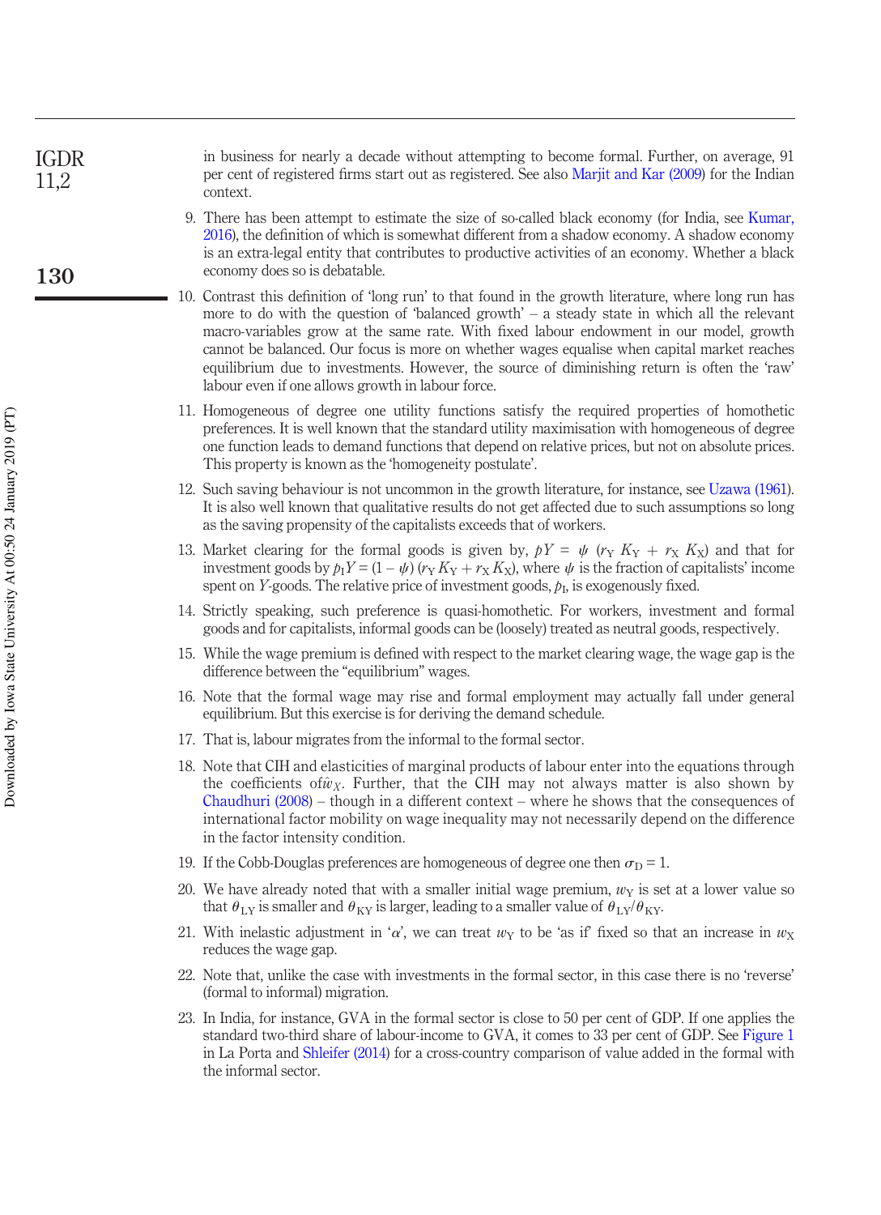in business for nearly a decade without attempting to become formal. Further, on average, 91 per cent of registered firms start out as registered. See also Marjit and Kar (2009) for the Indian context.

9. There has been attempt to estimate the size of so-called black economy (for India, see Kumar, 2016), the definition of which is somewhat different from a shadow economy. A shadow economy is an extra-legal entity that contributes to productive activities of an economy. Whether a black economy does so is debatable.

10. Contrast this definition of 'long run' to that found in the growth literature, where long run has more to do with the question of 'balanced growth' – a steady state in which all the relevant macro-variables grow at the same rate. With fixed labour endowment in our model, growth cannot be balanced. Our focus is more on whether wages equalise when capital market reaches equilibrium due to investments. However, the source of diminishing return is often the 'raw' labour even if one allows growth in labour force.

11. Homogeneous of degree one utility functions satisfy the required properties of homothetic preferences. It is well known that the standard utility maximisation with homogeneous of degree one function leads to demand functions that depend on relative prices, but not on absolute prices. This property is known as the 'homogeneity postulate'.

12. Such saving behaviour is not uncommon in the growth literature, for instance, see Uzawa (1961). It is also well known that qualitative results do not get affected due to such assumptions so long as the saving propensity of the capitalists exceeds that of workers.

13. Market clearing for the formal goods is given by, $pY = \psi\ (r_Y K_Y + r_X K_X)$ and that for investment goods by $p_I Y = (1 - \psi)\ (r_Y K_Y + r_X K_X)$, where $\psi$ is the fraction of capitalists' income spent on $Y$-goods. The relative price of investment goods, $p_I$, is exogenously fixed.

14. Strictly speaking, such preference is quasi-homothetic. For workers, investment and formal goods and for capitalists, informal goods can be (loosely) treated as neutral goods, respectively.

15. While the wage premium is defined with respect to the market clearing wage, the wage gap is the difference between the "equilibrium" wages.

16. Note that the formal wage may rise and formal employment may actually fall under general equilibrium. But this exercise is for deriving the demand schedule.

17. That is, labour migrates from the informal to the formal sector.

18. Note that CIH and elasticities of marginal products of labour enter into the equations through the coefficients of $\hat{w}_X$. Further, that the CIH may not always matter is also shown by Chaudhuri (2008) – though in a different context – where he shows that the consequences of international factor mobility on wage inequality may not necessarily depend on the difference in the factor intensity condition.

19. If the Cobb-Douglas preferences are homogeneous of degree one then $\sigma_D = 1$.

20. We have already noted that with a smaller initial wage premium, $w_Y$ is set at a lower value so that $\theta_{LY}$ is smaller and $\theta_{KY}$ is larger, leading to a smaller value of $\theta_{LY}/\theta_{KY}$.

21. With inelastic adjustment in '$\alpha$', we can treat $w_Y$ to be 'as if' fixed so that an increase in $w_X$ reduces the wage gap.

22. Note that, unlike the case with investments in the formal sector, in this case there is no 'reverse' (formal to informal) migration.

23. In India, for instance, GVA in the formal sector is close to 50 per cent of GDP. If one applies the standard two-third share of labour-income to GVA, it comes to 33 per cent of GDP. See Figure 1 in La Porta and Shleifer (2014) for a cross-country comparison of value added in the formal with the informal sector.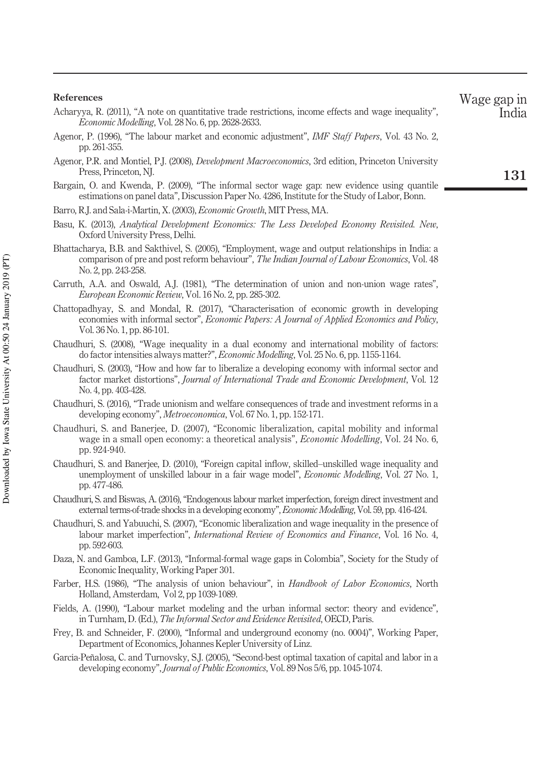## References

Acharyya, R. (2011), "A note on quantitative trade restrictions, income effects and wage inequality", *Economic Modelling*, Vol. 28 No. 6, pp. 2628-2633.

Agenor, P. (1996), "The labour market and economic adjustment", *IMF Staff Papers*, Vol. 43 No. 2, pp. 261-355.

Agenor, P.R. and Montiel, P.J. (2008), *Development Macroeconomics*, 3rd edition, Princeton University Press, Princeton, NJ.

Bargain, O. and Kwenda, P. (2009), "The informal sector wage gap: new evidence using quantile estimations on panel data", Discussion Paper No. 4286, Institute for the Study of Labor, Bonn.

Barro, R.J. and Sala-i-Martin, X. (2003), *Economic Growth*, MIT Press, MA.

Basu, K. (2013), *Analytical Development Economics: The Less Developed Economy Revisited. New*, Oxford University Press, Delhi.

Bhattacharya, B.B. and Sakthivel, S. (2005), "Employment, wage and output relationships in India: a comparison of pre and post reform behaviour", *The Indian Journal of Labour Economics*, Vol. 48 No. 2, pp. 243-258.

Carruth, A.A. and Oswald, A.J. (1981), "The determination of union and non-union wage rates", *European Economic Review*, Vol. 16 No. 2, pp. 285-302.

Chattopadhyay, S. and Mondal, R. (2017), "Characterisation of economic growth in developing economies with informal sector", *Economic Papers: A Journal of Applied Economics and Policy*, Vol. 36 No. 1, pp. 86-101.

Chaudhuri, S. (2008), "Wage inequality in a dual economy and international mobility of factors: do factor intensities always matter?", *Economic Modelling*, Vol. 25 No. 6, pp. 1155-1164.

Chaudhuri, S. (2003), "How and how far to liberalize a developing economy with informal sector and factor market distortions", *Journal of International Trade and Economic Development*, Vol. 12 No. 4, pp. 403-428.

Chaudhuri, S. (2016), "Trade unionism and welfare consequences of trade and investment reforms in a developing economy", *Metroeconomica*, Vol. 67 No. 1, pp. 152-171.

Chaudhuri, S. and Banerjee, D. (2007), "Economic liberalization, capital mobility and informal wage in a small open economy: a theoretical analysis", *Economic Modelling*, Vol. 24 No. 6, pp. 924-940.

Chaudhuri, S. and Banerjee, D. (2010), "Foreign capital inflow, skilled–unskilled wage inequality and unemployment of unskilled labour in a fair wage model", *Economic Modelling*, Vol. 27 No. 1, pp. 477-486.

Chaudhuri, S. and Biswas, A. (2016), "Endogenous labour market imperfection, foreign direct investment and external terms-of-trade shocks in a developing economy", *Economic Modelling*, Vol. 59, pp. 416-424.

Chaudhuri, S. and Yabuuchi, S. (2007), "Economic liberalization and wage inequality in the presence of labour market imperfection", *International Review of Economics and Finance*, Vol. 16 No. 4, pp. 592-603.

Daza, N. and Gamboa, L.F. (2013), "Informal-formal wage gaps in Colombia", Society for the Study of Economic Inequality, Working Paper 301.

Farber, H.S. (1986), "The analysis of union behaviour", in *Handbook of Labor Economics*, North Holland, Amsterdam, Vol 2, pp 1039-1089.

Fields, A. (1990), "Labour market modeling and the urban informal sector: theory and evidence", in Turnham, D. (Ed.), *The Informal Sector and Evidence Revisited*, OECD, Paris.

Frey, B. and Schneider, F. (2000), "Informal and underground economy (no. 0004)", Working Paper, Department of Economics, Johannes Kepler University of Linz.

García-Peñalosa, C. and Turnovsky, S.J. (2005), "Second-best optimal taxation of capital and labor in a developing economy", *Journal of Public Economics*, Vol. 89 Nos 5/6, pp. 1045-1074.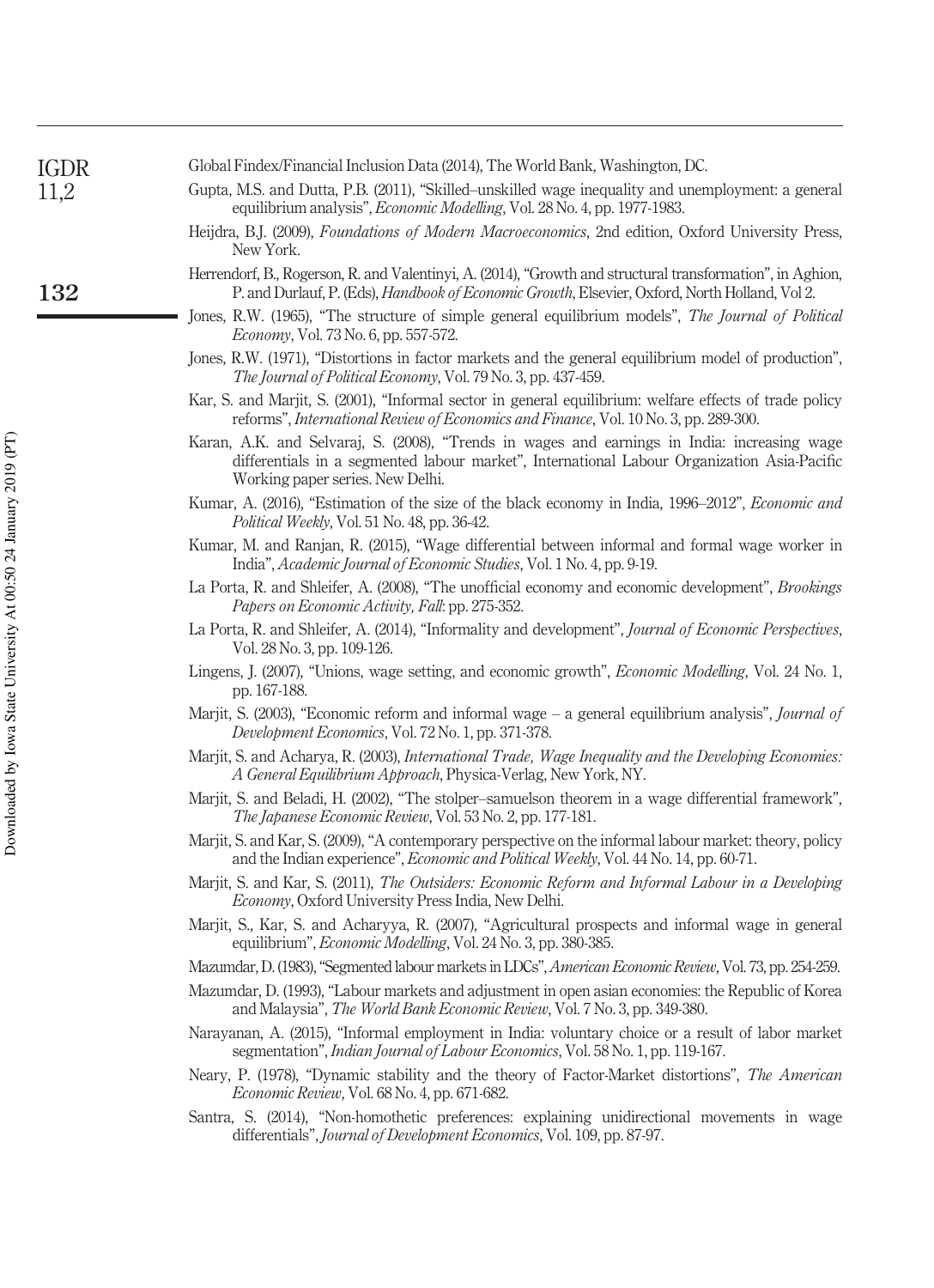Global Findex/Financial Inclusion Data (2014), The World Bank, Washington, DC.

Gupta, M.S. and Dutta, P.B. (2011), "Skilled–unskilled wage inequality and unemployment: a general equilibrium analysis", *Economic Modelling*, Vol. 28 No. 4, pp. 1977-1983.

Heijdra, B.J. (2009), *Foundations of Modern Macroeconomics*, 2nd edition, Oxford University Press, New York.

Herrendorf, B., Rogerson, R. and Valentinyi, A. (2014), "Growth and structural transformation", in Aghion, P. and Durlauf, P. (Eds), *Handbook of Economic Growth*, Elsevier, Oxford, North Holland, Vol 2.

Jones, R.W. (1965), "The structure of simple general equilibrium models", *The Journal of Political Economy*, Vol. 73 No. 6, pp. 557-572.

Jones, R.W. (1971), "Distortions in factor markets and the general equilibrium model of production", *The Journal of Political Economy*, Vol. 79 No. 3, pp. 437-459.

Kar, S. and Marjit, S. (2001), "Informal sector in general equilibrium: welfare effects of trade policy reforms", *International Review of Economics and Finance*, Vol. 10 No. 3, pp. 289-300.

Karan, A.K. and Selvaraj, S. (2008), "Trends in wages and earnings in India: increasing wage differentials in a segmented labour market", International Labour Organization Asia-Pacific Working paper series. New Delhi.

Kumar, A. (2016), "Estimation of the size of the black economy in India, 1996–2012", *Economic and Political Weekly*, Vol. 51 No. 48, pp. 36-42.

Kumar, M. and Ranjan, R. (2015), "Wage differential between informal and formal wage worker in India", *Academic Journal of Economic Studies*, Vol. 1 No. 4, pp. 9-19.

La Porta, R. and Shleifer, A. (2008), "The unofficial economy and economic development", *Brookings Papers on Economic Activity, Fall*: pp. 275-352.

La Porta, R. and Shleifer, A. (2014), "Informality and development", *Journal of Economic Perspectives*, Vol. 28 No. 3, pp. 109-126.

Lingens, J. (2007), "Unions, wage setting, and economic growth", *Economic Modelling*, Vol. 24 No. 1, pp. 167-188.

Marjit, S. (2003), "Economic reform and informal wage – a general equilibrium analysis", *Journal of Development Economics*, Vol. 72 No. 1, pp. 371-378.

Marjit, S. and Acharya, R. (2003), *International Trade, Wage Inequality and the Developing Economies: A General Equilibrium Approach*, Physica-Verlag, New York, NY.

Marjit, S. and Beladi, H. (2002), "The stolper–samuelson theorem in a wage differential framework", *The Japanese Economic Review*, Vol. 53 No. 2, pp. 177-181.

Marjit, S. and Kar, S. (2009), "A contemporary perspective on the informal labour market: theory, policy and the Indian experience", *Economic and Political Weekly*, Vol. 44 No. 14, pp. 60-71.

Marjit, S. and Kar, S. (2011), *The Outsiders: Economic Reform and Informal Labour in a Developing Economy*, Oxford University Press India, New Delhi.

Marjit, S., Kar, S. and Acharyya, R. (2007), "Agricultural prospects and informal wage in general equilibrium", *Economic Modelling*, Vol. 24 No. 3, pp. 380-385.

Mazumdar, D. (1983), "Segmented labour markets in LDCs", *American Economic Review*, Vol. 73, pp. 254-259.

Mazumdar, D. (1993), "Labour markets and adjustment in open asian economies: the Republic of Korea and Malaysia", *The World Bank Economic Review*, Vol. 7 No. 3, pp. 349-380.

Narayanan, A. (2015), "Informal employment in India: voluntary choice or a result of labor market segmentation", *Indian Journal of Labour Economics*, Vol. 58 No. 1, pp. 119-167.

Neary, P. (1978), "Dynamic stability and the theory of Factor-Market distortions", *The American Economic Review*, Vol. 68 No. 4, pp. 671-682.

Santra, S. (2014), "Non-homothetic preferences: explaining unidirectional movements in wage differentials", *Journal of Development Economics*, Vol. 109, pp. 87-97.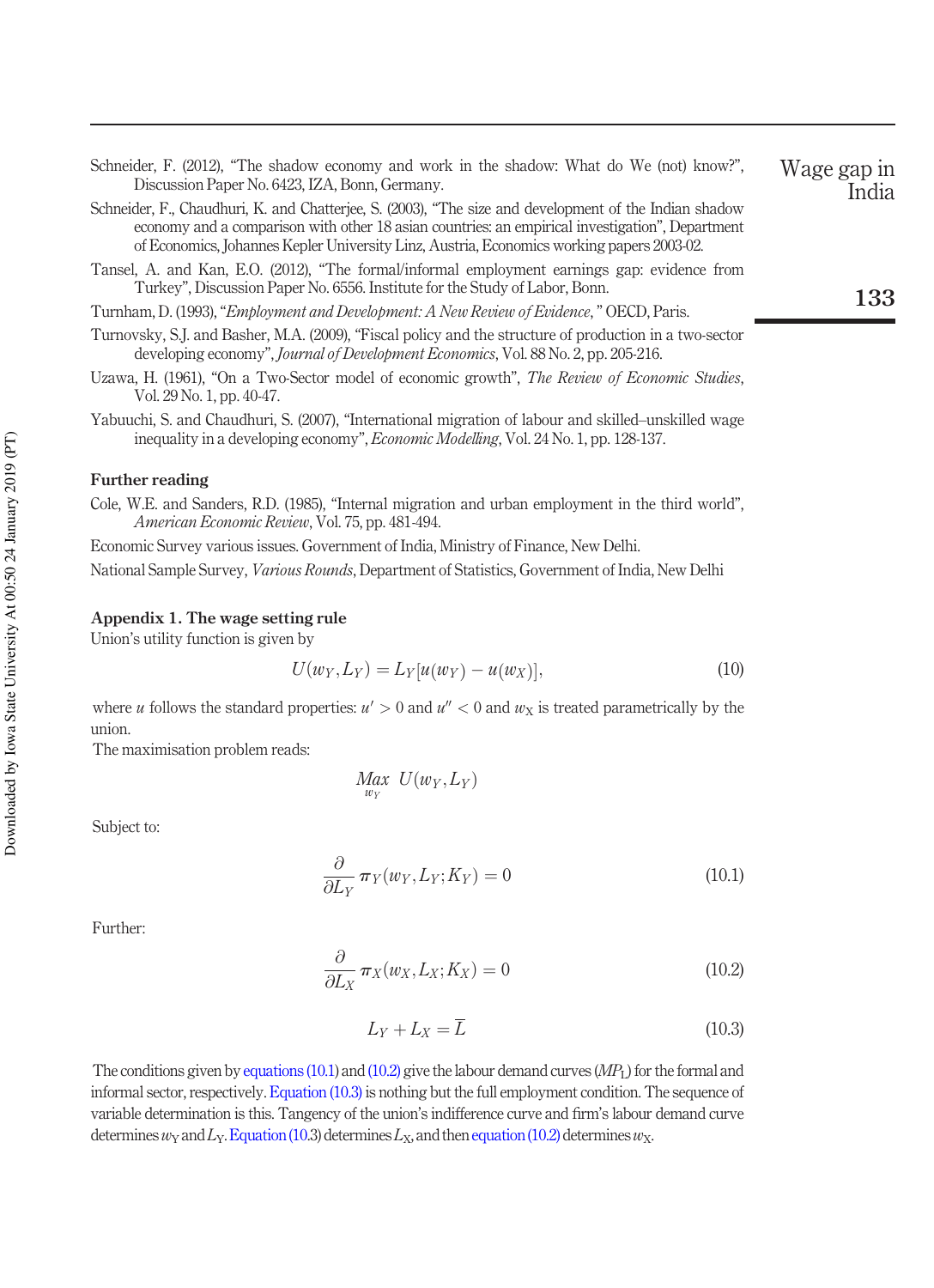Schneider, F. (2012), "The shadow economy and work in the shadow: What do We (not) know?", Discussion Paper No. 6423, IZA, Bonn, Germany.

Schneider, F., Chaudhuri, K. and Chatterjee, S. (2003), "The size and development of the Indian shadow economy and a comparison with other 18 asian countries: an empirical investigation", Department of Economics, Johannes Kepler University Linz, Austria, Economics working papers 2003-02.

Tansel, A. and Kan, E.O. (2012), "The formal/informal employment earnings gap: evidence from Turkey", Discussion Paper No. 6556. Institute for the Study of Labor, Bonn.

Turnham, D. (1993), "*Employment and Development: A New Review of Evidence*, " OECD, Paris.

Turnovsky, S.J. and Basher, M.A. (2009), "Fiscal policy and the structure of production in a two-sector developing economy", *Journal of Development Economics*, Vol. 88 No. 2, pp. 205-216.

Uzawa, H. (1961), "On a Two-Sector model of economic growth", *The Review of Economic Studies*, Vol. 29 No. 1, pp. 40-47.

Yabuuchi, S. and Chaudhuri, S. (2007), "International migration of labour and skilled–unskilled wage inequality in a developing economy", *Economic Modelling*, Vol. 24 No. 1, pp. 128-137.

## Further reading

Cole, W.E. and Sanders, R.D. (1985), "Internal migration and urban employment in the third world", *American Economic Review*, Vol. 75, pp. 481-494.

Economic Survey various issues. Government of India, Ministry of Finance, New Delhi.

National Sample Survey, *Various Rounds*, Department of Statistics, Government of India, New Delhi

## Appendix 1. The wage setting rule

Union's utility function is given by

$$U(w_Y, L_Y) = L_Y[u(w_Y) - u(w_X)], \tag{10}$$

where $u$ follows the standard properties: $u' > 0$ and $u'' < 0$ and $w_X$ is treated parametrically by the union.

The maximisation problem reads:

$$\underset{w_Y}{Max} \; U(w_Y, L_Y)$$

Subject to:

$$\frac{\partial}{\partial L_Y} \pi_Y(w_Y, L_Y; K_Y) = 0 \tag{10.1}$$

Further:

$$\frac{\partial}{\partial L_X} \pi_X(w_X, L_X; K_X) = 0 \tag{10.2}$$

$$L_Y + L_X = \overline{L} \tag{10.3}$$

The conditions given by equations (10.1) and (10.2) give the labour demand curves ($MP_L$) for the formal and informal sector, respectively. Equation (10.3) is nothing but the full employment condition. The sequence of variable determination is this. Tangency of the union's indifference curve and firm's labour demand curve determines $w_Y$ and $L_Y$. Equation (10.3) determines $L_X$, and then equation (10.2) determines $w_X$.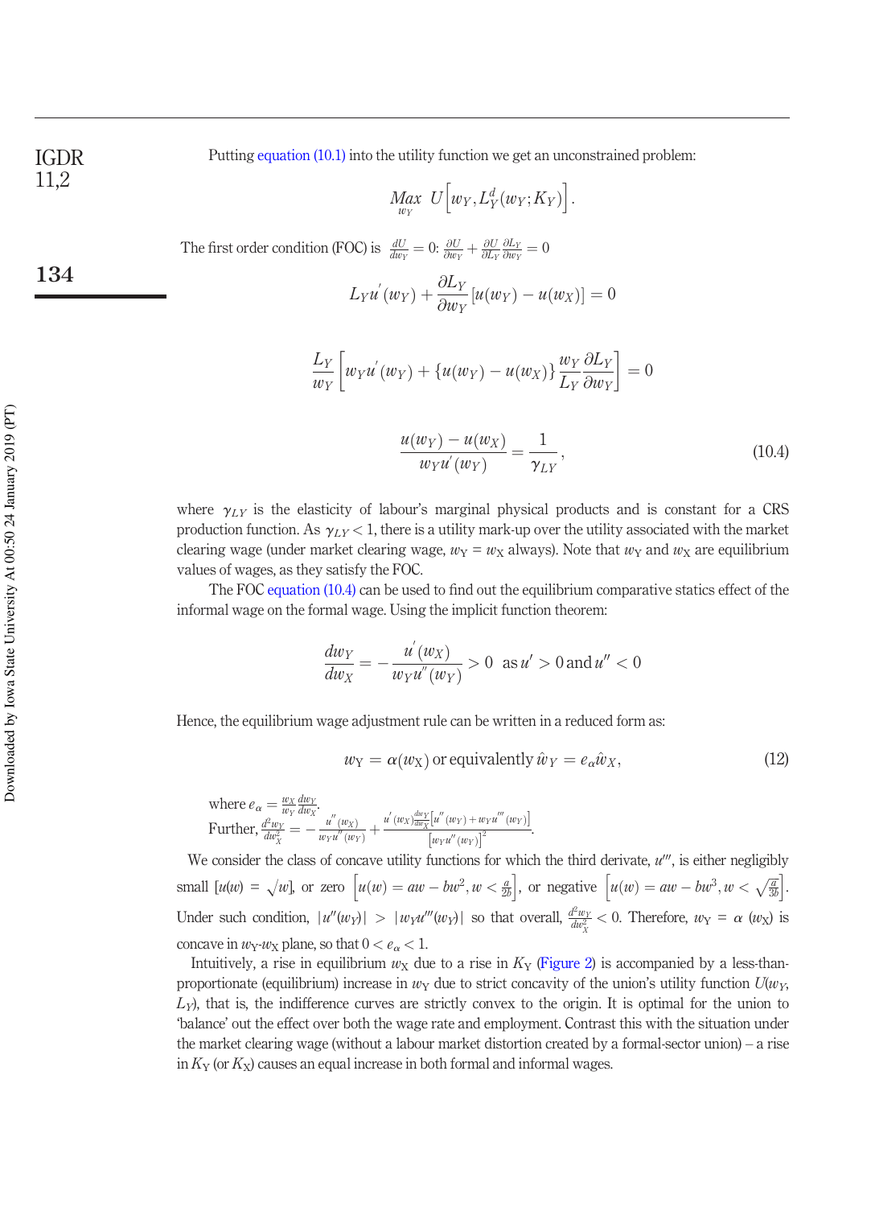Putting equation (10.1) into the utility function we get an unconstrained problem:

$$\underset{w_Y}{Max}\ U\left[w_Y, L_Y^d(w_Y; K_Y)\right].$$

The first order condition (FOC) is $\frac{dU}{dw_Y} = 0$: $\frac{\partial U}{\partial w_Y} + \frac{\partial U}{\partial L_Y}\frac{\partial L_Y}{\partial w_Y} = 0$

$$L_Y u^{'}(w_Y) + \frac{\partial L_Y}{\partial w_Y}[u(w_Y) - u(w_X)] = 0$$

$$\frac{L_Y}{w_Y}\left[w_Y u^{'}(w_Y) + \{u(w_Y) - u(w_X)\}\frac{w_Y}{L_Y}\frac{\partial L_Y}{\partial w_Y}\right] = 0$$

$$\frac{u(w_Y) - u(w_X)}{w_Y u^{'}(w_Y)} = \frac{1}{\gamma_{LY}}, \tag{10.4}$$

where $\gamma_{LY}$ is the elasticity of labour's marginal physical products and is constant for a CRS production function. As $\gamma_{LY} < 1$, there is a utility mark-up over the utility associated with the market clearing wage (under market clearing wage, $w_Y = w_X$ always). Note that $w_Y$ and $w_X$ are equilibrium values of wages, as they satisfy the FOC.

The FOC equation (10.4) can be used to find out the equilibrium comparative statics effect of the informal wage on the formal wage. Using the implicit function theorem:

$$\frac{dw_Y}{dw_X} = -\frac{u^{'}(w_X)}{w_Y u^{''}(w_Y)} > 0 \ \text{ as } u^{'} > 0 \text{ and } u^{''} < 0$$

Hence, the equilibrium wage adjustment rule can be written in a reduced form as:

$$w_Y = \alpha(w_X) \text{ or equivalently } \hat{w}_Y = e_\alpha \hat{w}_X, \tag{12}$$

where $e_\alpha = \frac{w_X}{w_Y}\frac{dw_Y}{dw_X}$.

Further, $\frac{d^2 w_Y}{dw_X^2} = -\frac{u^{''}(w_X)}{w_Y u^{''}(w_Y)} + \frac{u^{'}(w_X)\frac{dw_Y}{dw_X}\left[u^{''}(w_Y) + w_Y u^{'''}(w_Y)\right]}{\left[w_Y u^{''}(w_Y)\right]^2}$.

We consider the class of concave utility functions for which the third derivate, $u'''$, is either negligibly small $[u(w) = \sqrt{w}]$, or zero $\left[u(w) = aw - bw^2, w < \frac{a}{2b}\right]$, or negative $\left[u(w) = aw - bw^3, w < \sqrt{\frac{a}{3b}}\right]$. Under such condition, $|u''(w_Y)| > |w_Y u'''(w_Y)|$ so that overall, $\frac{d^2 w_Y}{dw_X^2} < 0$. Therefore, $w_Y = \alpha(w_X)$ is concave in $w_Y$-$w_X$ plane, so that $0 < e_\alpha < 1$.

Intuitively, a rise in equilibrium $w_X$ due to a rise in $K_Y$ (Figure 2) is accompanied by a less-than-proportionate (equilibrium) increase in $w_Y$ due to strict concavity of the union's utility function $U(w_Y, L_Y)$, that is, the indifference curves are strictly convex to the origin. It is optimal for the union to 'balance' out the effect over both the wage rate and employment. Contrast this with the situation under the market clearing wage (without a labour market distortion created by a formal-sector union) – a rise in $K_Y$ (or $K_X$) causes an equal increase in both formal and informal wages.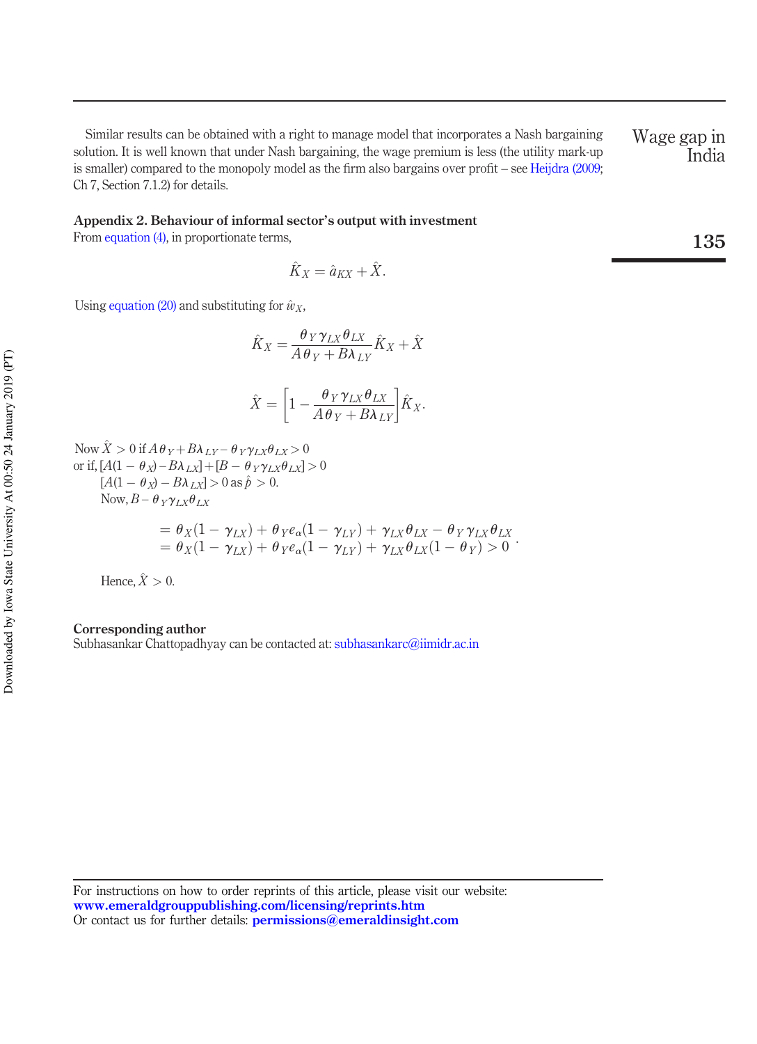Similar results can be obtained with a right to manage model that incorporates a Nash bargaining solution. It is well known that under Nash bargaining, the wage premium is less (the utility mark-up is smaller) compared to the monopoly model as the firm also bargains over profit – see Heijdra (2009; Ch 7, Section 7.1.2) for details.

### Appendix 2. Behaviour of informal sector's output with investment

From equation (4), in proportionate terms,

$$\hat{K}_X = \hat{a}_{KX} + \hat{X}.$$

Using equation (20) and substituting for $\hat{w}_X$,

$$\hat{K}_X = \frac{\theta_Y \gamma_{LX} \theta_{LX}}{A\theta_Y + B\lambda_{LY}} \hat{K}_X + \hat{X}$$

$$\hat{X} = \left[1 - \frac{\theta_Y \gamma_{LX} \theta_{LX}}{A\theta_Y + B\lambda_{LY}}\right] \hat{K}_X.$$

Now $\hat{X} > 0$ if $A\theta_Y + B\lambda_{LY} - \theta_Y \gamma_{LX} \theta_{LX} > 0$
or if, $[A(1-\theta_X) - B\lambda_{LX}] + [B - \theta_Y \gamma_{LX} \theta_{LX}] > 0$

$[A(1-\theta_X) - B\lambda_{LX}] > 0$ as $\hat{p} > 0$.

Now, $B - \theta_Y \gamma_{LX} \theta_{LX}$

$$\begin{aligned} &= \theta_X(1-\gamma_{LX}) + \theta_Y e_\alpha (1-\gamma_{LY}) + \gamma_{LX}\theta_{LX} - \theta_Y \gamma_{LX} \theta_{LX} \\ &= \theta_X(1-\gamma_{LX}) + \theta_Y e_\alpha (1-\gamma_{LY}) + \gamma_{LX}\theta_{LX}(1-\theta_Y) > 0 \end{aligned}.$$

Hence, $\hat{X} > 0$.

### Corresponding author

Subhasankar Chattopadhyay can be contacted at: subhasankarc@iimidr.ac.in

For instructions on how to order reprints of this article, please visit our website:
**www.emeraldgrouppublishing.com/licensing/reprints.htm**
Or contact us for further details: **permissions@emeraldinsight.com**